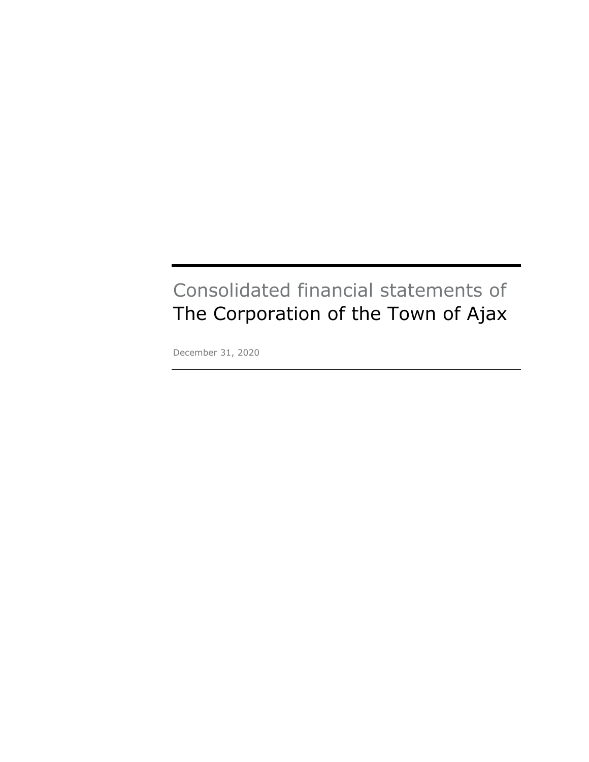# Consolidated financial statements of
# The Corporation of the Town of Ajax

December 31, 2020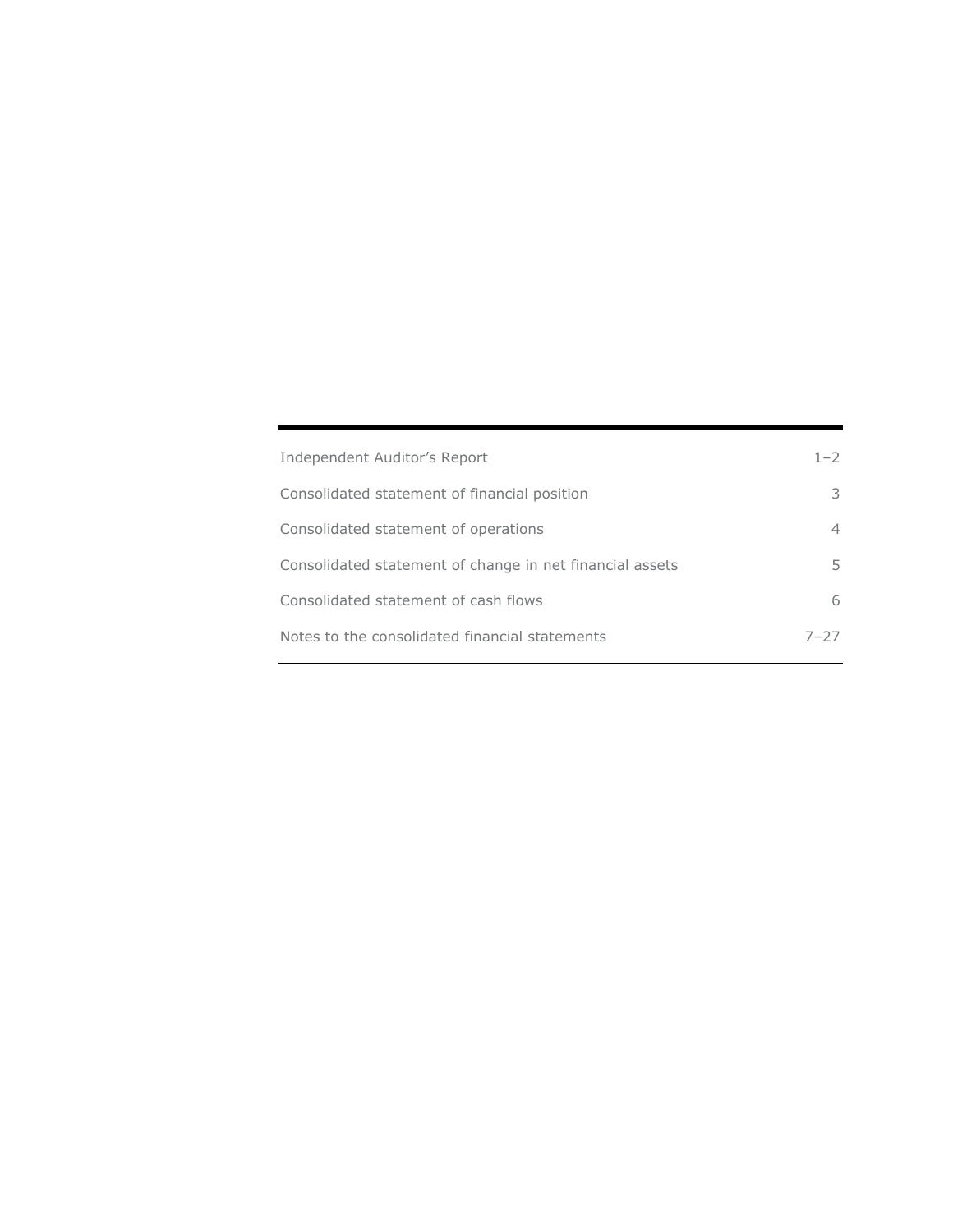| | |
|---|---|
| Independent Auditor’s Report | 1–2 |
| Consolidated statement of financial position | 3 |
| Consolidated statement of operations | 4 |
| Consolidated statement of change in net financial assets | 5 |
| Consolidated statement of cash flows | 6 |
| Notes to the consolidated financial statements | 7–27 |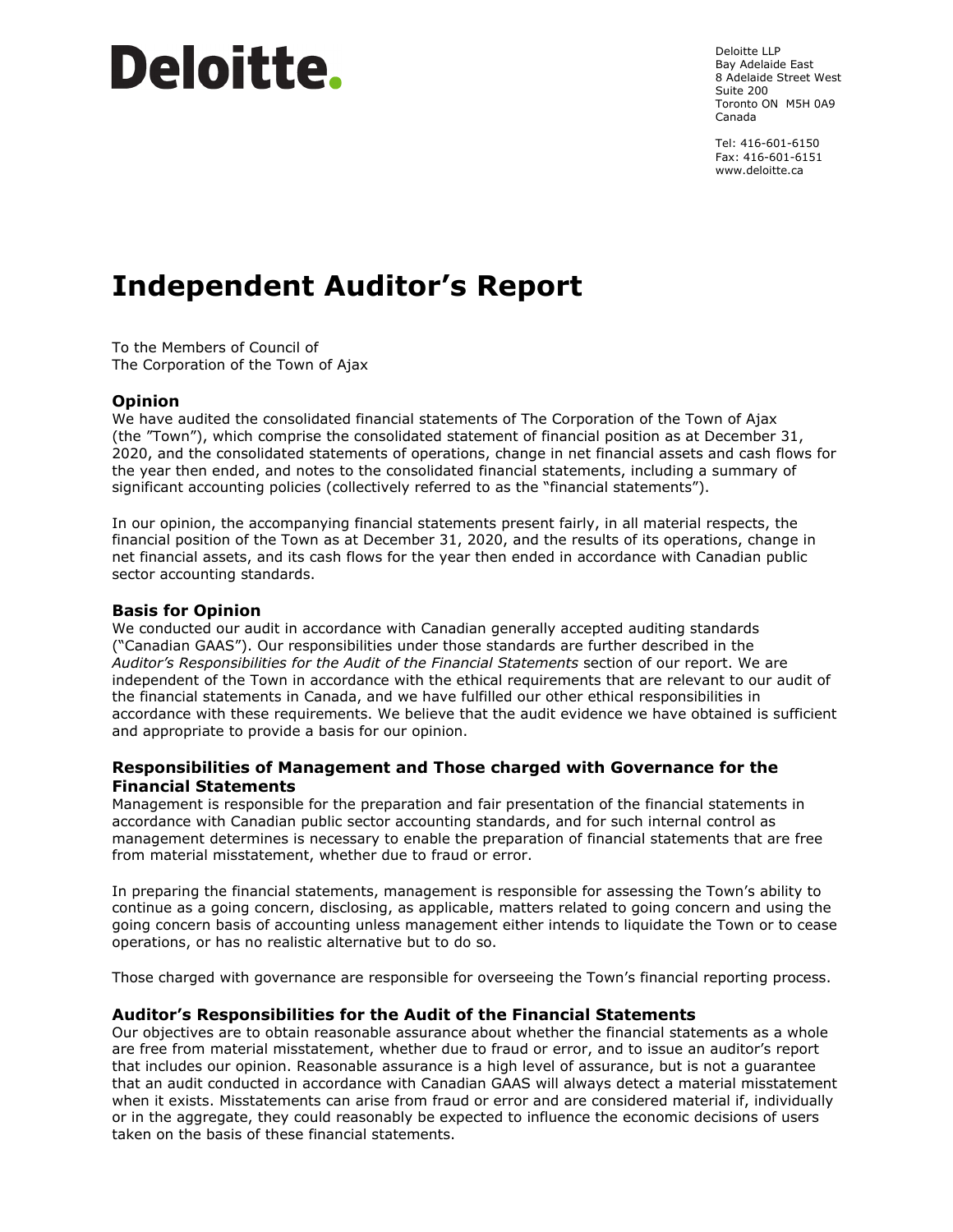# Deloitte.

Deloitte LLP
Bay Adelaide East
8 Adelaide Street West
Suite 200
Toronto ON M5H 0A9
Canada

Tel: 416-601-6150
Fax: 416-601-6151
www.deloitte.ca

# Independent Auditor's Report

To the Members of Council of
The Corporation of the Town of Ajax

## Opinion

We have audited the consolidated financial statements of The Corporation of the Town of Ajax (the "Town"), which comprise the consolidated statement of financial position as at December 31, 2020, and the consolidated statements of operations, change in net financial assets and cash flows for the year then ended, and notes to the consolidated financial statements, including a summary of significant accounting policies (collectively referred to as the "financial statements").

In our opinion, the accompanying financial statements present fairly, in all material respects, the financial position of the Town as at December 31, 2020, and the results of its operations, change in net financial assets, and its cash flows for the year then ended in accordance with Canadian public sector accounting standards.

## Basis for Opinion

We conducted our audit in accordance with Canadian generally accepted auditing standards ("Canadian GAAS"). Our responsibilities under those standards are further described in the *Auditor's Responsibilities for the Audit of the Financial Statements* section of our report. We are independent of the Town in accordance with the ethical requirements that are relevant to our audit of the financial statements in Canada, and we have fulfilled our other ethical responsibilities in accordance with these requirements. We believe that the audit evidence we have obtained is sufficient and appropriate to provide a basis for our opinion.

## Responsibilities of Management and Those charged with Governance for the Financial Statements

Management is responsible for the preparation and fair presentation of the financial statements in accordance with Canadian public sector accounting standards, and for such internal control as management determines is necessary to enable the preparation of financial statements that are free from material misstatement, whether due to fraud or error.

In preparing the financial statements, management is responsible for assessing the Town's ability to continue as a going concern, disclosing, as applicable, matters related to going concern and using the going concern basis of accounting unless management either intends to liquidate the Town or to cease operations, or has no realistic alternative but to do so.

Those charged with governance are responsible for overseeing the Town's financial reporting process.

## Auditor's Responsibilities for the Audit of the Financial Statements

Our objectives are to obtain reasonable assurance about whether the financial statements as a whole are free from material misstatement, whether due to fraud or error, and to issue an auditor's report that includes our opinion. Reasonable assurance is a high level of assurance, but is not a guarantee that an audit conducted in accordance with Canadian GAAS will always detect a material misstatement when it exists. Misstatements can arise from fraud or error and are considered material if, individually or in the aggregate, they could reasonably be expected to influence the economic decisions of users taken on the basis of these financial statements.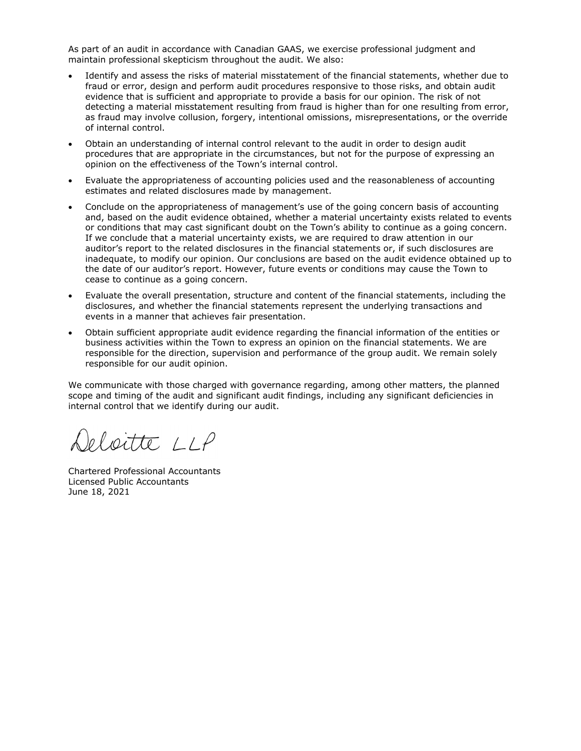As part of an audit in accordance with Canadian GAAS, we exercise professional judgment and maintain professional skepticism throughout the audit. We also:

- Identify and assess the risks of material misstatement of the financial statements, whether due to fraud or error, design and perform audit procedures responsive to those risks, and obtain audit evidence that is sufficient and appropriate to provide a basis for our opinion. The risk of not detecting a material misstatement resulting from fraud is higher than for one resulting from error, as fraud may involve collusion, forgery, intentional omissions, misrepresentations, or the override of internal control.
- Obtain an understanding of internal control relevant to the audit in order to design audit procedures that are appropriate in the circumstances, but not for the purpose of expressing an opinion on the effectiveness of the Town's internal control.
- Evaluate the appropriateness of accounting policies used and the reasonableness of accounting estimates and related disclosures made by management.
- Conclude on the appropriateness of management's use of the going concern basis of accounting and, based on the audit evidence obtained, whether a material uncertainty exists related to events or conditions that may cast significant doubt on the Town's ability to continue as a going concern. If we conclude that a material uncertainty exists, we are required to draw attention in our auditor's report to the related disclosures in the financial statements or, if such disclosures are inadequate, to modify our opinion. Our conclusions are based on the audit evidence obtained up to the date of our auditor's report. However, future events or conditions may cause the Town to cease to continue as a going concern.
- Evaluate the overall presentation, structure and content of the financial statements, including the disclosures, and whether the financial statements represent the underlying transactions and events in a manner that achieves fair presentation.
- Obtain sufficient appropriate audit evidence regarding the financial information of the entities or business activities within the Town to express an opinion on the financial statements. We are responsible for the direction, supervision and performance of the group audit. We remain solely responsible for our audit opinion.

We communicate with those charged with governance regarding, among other matters, the planned scope and timing of the audit and significant audit findings, including any significant deficiencies in internal control that we identify during our audit.

Deloitte LLP

Chartered Professional Accountants
Licensed Public Accountants
June 18, 2021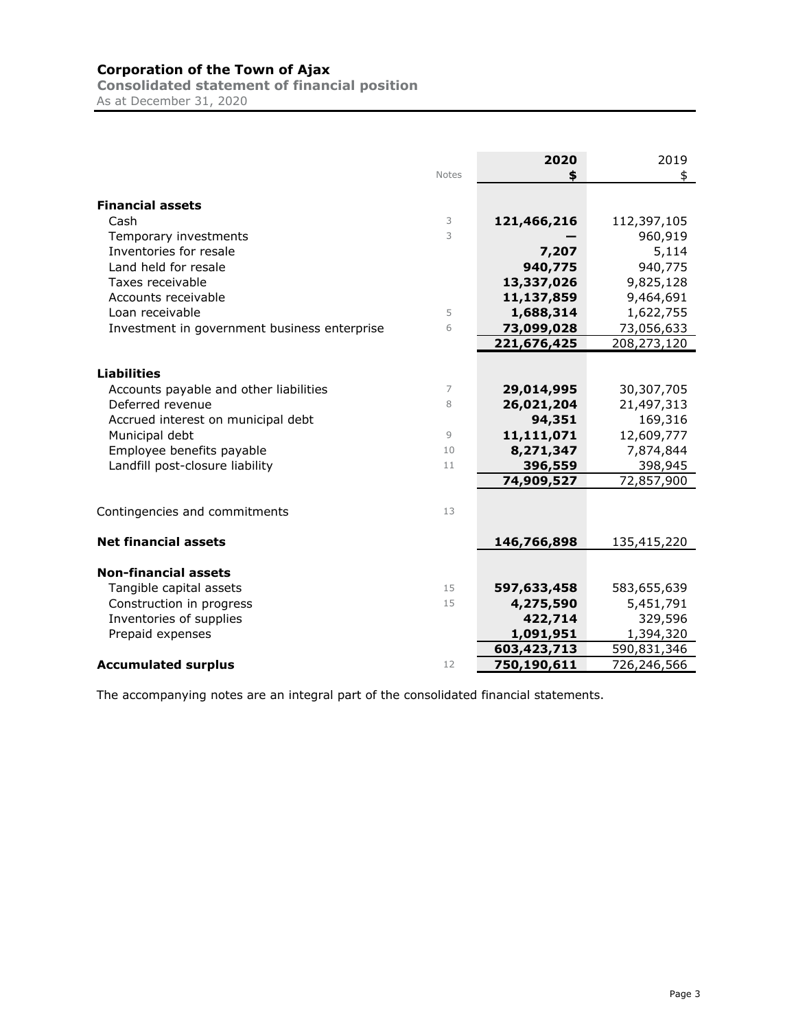# Corporation of the Town of Ajax

## Consolidated statement of financial position

As at December 31, 2020

| | Notes | 2020 $ | 2019 $ |
|---|---|---|---|
| **Financial assets** | | | |
| Cash | 3 | **121,466,216** | 112,397,105 |
| Temporary investments | 3 | **—** | 960,919 |
| Inventories for resale | | **7,207** | 5,114 |
| Land held for resale | | **940,775** | 940,775 |
| Taxes receivable | | **13,337,026** | 9,825,128 |
| Accounts receivable | | **11,137,859** | 9,464,691 |
| Loan receivable | 5 | **1,688,314** | 1,622,755 |
| Investment in government business enterprise | 6 | **73,099,028** | 73,056,633 |
| | | **221,676,425** | 208,273,120 |
| **Liabilities** | | | |
| Accounts payable and other liabilities | 7 | **29,014,995** | 30,307,705 |
| Deferred revenue | 8 | **26,021,204** | 21,497,313 |
| Accrued interest on municipal debt | | **94,351** | 169,316 |
| Municipal debt | 9 | **11,111,071** | 12,609,777 |
| Employee benefits payable | 10 | **8,271,347** | 7,874,844 |
| Landfill post-closure liability | 11 | **396,559** | 398,945 |
| | | **74,909,527** | 72,857,900 |
| Contingencies and commitments | 13 | | |
| **Net financial assets** | | **146,766,898** | 135,415,220 |
| **Non-financial assets** | | | |
| Tangible capital assets | 15 | **597,633,458** | 583,655,639 |
| Construction in progress | 15 | **4,275,590** | 5,451,791 |
| Inventories of supplies | | **422,714** | 329,596 |
| Prepaid expenses | | **1,091,951** | 1,394,320 |
| | | **603,423,713** | 590,831,346 |
| **Accumulated surplus** | 12 | **750,190,611** | 726,246,566 |

The accompanying notes are an integral part of the consolidated financial statements.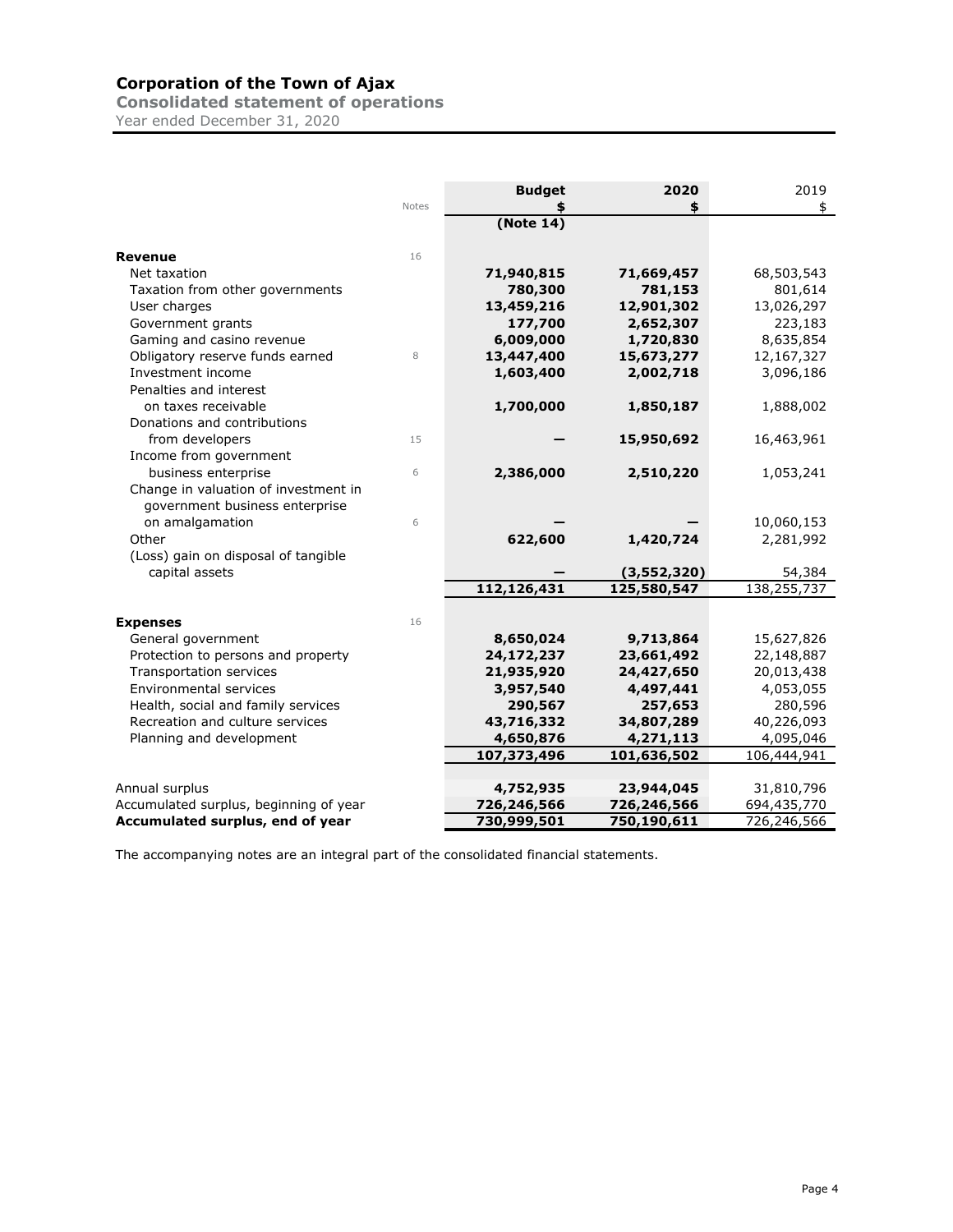# Corporation of the Town of Ajax

## Consolidated statement of operations

Year ended December 31, 2020

| | Notes | Budget<br>$<br>(Note 14) | 2020<br>$ | 2019<br>$ |
|---|---|---|---|---|
| **Revenue** | 16 | | | |
| Net taxation | | **71,940,815** | **71,669,457** | 68,503,543 |
| Taxation from other governments | | **780,300** | **781,153** | 801,614 |
| User charges | | **13,459,216** | **12,901,302** | 13,026,297 |
| Government grants | | **177,700** | **2,652,307** | 223,183 |
| Gaming and casino revenue | | **6,009,000** | **1,720,830** | 8,635,854 |
| Obligatory reserve funds earned | 8 | **13,447,400** | **15,673,277** | 12,167,327 |
| Investment income | | **1,603,400** | **2,002,718** | 3,096,186 |
| Penalties and interest on taxes receivable | | **1,700,000** | **1,850,187** | 1,888,002 |
| Donations and contributions from developers | 15 | **—** | **15,950,692** | 16,463,961 |
| Income from government business enterprise | 6 | **2,386,000** | **2,510,220** | 1,053,241 |
| Change in valuation of investment in government business enterprise on amalgamation | 6 | **—** | **—** | 10,060,153 |
| Other | | **622,600** | **1,420,724** | 2,281,992 |
| (Loss) gain on disposal of tangible capital assets | | **—** | **(3,552,320)** | 54,384 |
| | | **112,126,431** | **125,580,547** | 138,255,737 |
| **Expenses** | 16 | | | |
| General government | | **8,650,024** | **9,713,864** | 15,627,826 |
| Protection to persons and property | | **24,172,237** | **23,661,492** | 22,148,887 |
| Transportation services | | **21,935,920** | **24,427,650** | 20,013,438 |
| Environmental services | | **3,957,540** | **4,497,441** | 4,053,055 |
| Health, social and family services | | **290,567** | **257,653** | 280,596 |
| Recreation and culture services | | **43,716,332** | **34,807,289** | 40,226,093 |
| Planning and development | | **4,650,876** | **4,271,113** | 4,095,046 |
| | | **107,373,496** | **101,636,502** | 106,444,941 |
| Annual surplus | | **4,752,935** | **23,944,045** | 31,810,796 |
| Accumulated surplus, beginning of year | | **726,246,566** | **726,246,566** | 694,435,770 |
| **Accumulated surplus, end of year** | | **730,999,501** | **750,190,611** | 726,246,566 |

The accompanying notes are an integral part of the consolidated financial statements.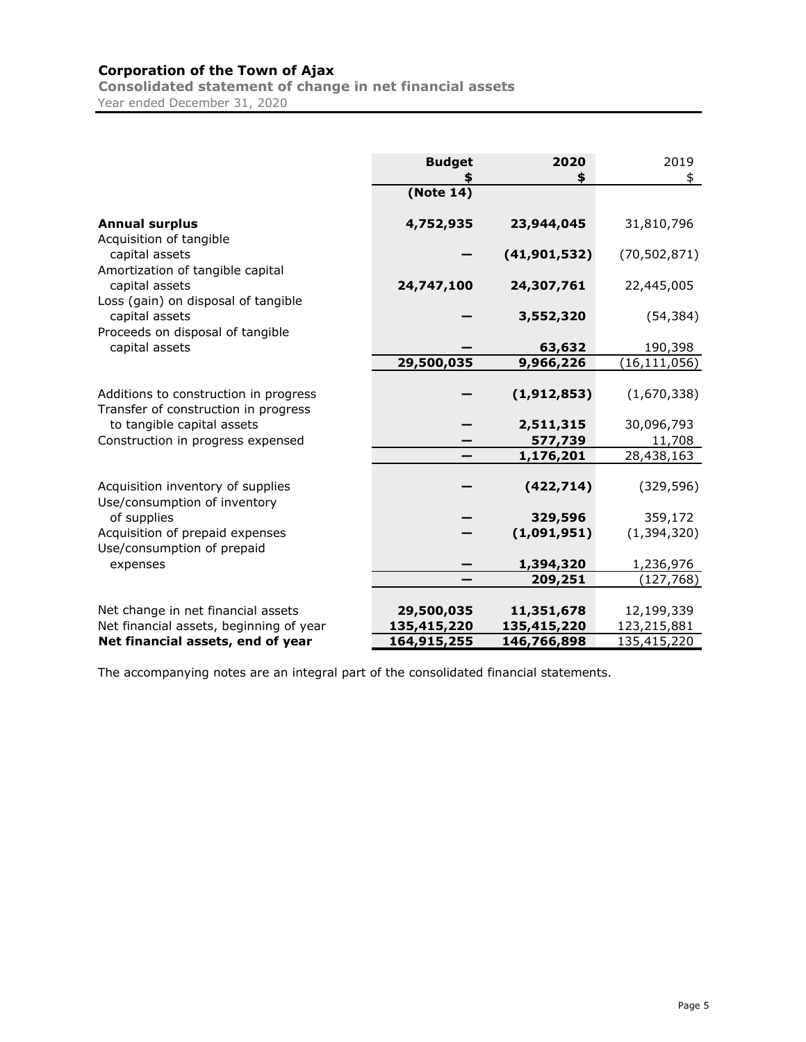# Corporation of the Town of Ajax

## Consolidated statement of change in net financial assets

Year ended December 31, 2020

| | Budget<br>$<br>(Note 14) | 2020<br>$ | 2019<br>$ |
|---|---|---|---|
| **Annual surplus** | **4,752,935** | **23,944,045** | 31,810,796 |
| Acquisition of tangible capital assets | **—** | **(41,901,532)** | (70,502,871) |
| Amortization of tangible capital capital assets | **24,747,100** | **24,307,761** | 22,445,005 |
| Loss (gain) on disposal of tangible capital assets | **—** | **3,552,320** | (54,384) |
| Proceeds on disposal of tangible capital assets | **—** | **63,632** | 190,398 |
| | **29,500,035** | **9,966,226** | (16,111,056) |
| Additions to construction in progress | **—** | **(1,912,853)** | (1,670,338) |
| Transfer of construction in progress to tangible capital assets | **—** | **2,511,315** | 30,096,793 |
| Construction in progress expensed | **—** | **577,739** | 11,708 |
| | **—** | **1,176,201** | 28,438,163 |
| Acquisition inventory of supplies | **—** | **(422,714)** | (329,596) |
| Use/consumption of inventory of supplies | **—** | **329,596** | 359,172 |
| Acquisition of prepaid expenses | **—** | **(1,091,951)** | (1,394,320) |
| Use/consumption of prepaid expenses | **—** | **1,394,320** | 1,236,976 |
| | **—** | **209,251** | (127,768) |
| Net change in net financial assets | **29,500,035** | **11,351,678** | 12,199,339 |
| Net financial assets, beginning of year | **135,415,220** | **135,415,220** | 123,215,881 |
| **Net financial assets, end of year** | **164,915,255** | **146,766,898** | 135,415,220 |

The accompanying notes are an integral part of the consolidated financial statements.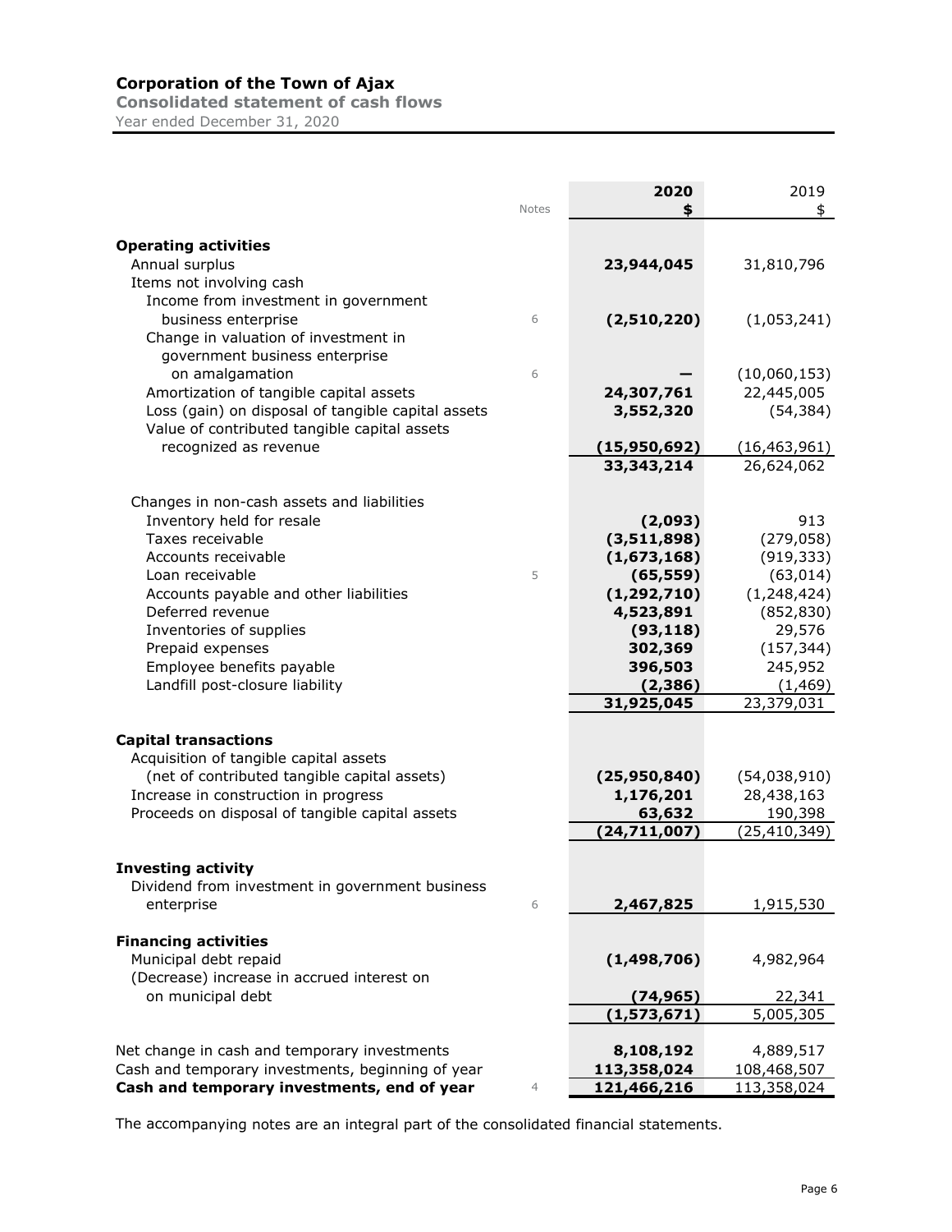# Corporation of the Town of Ajax

## Consolidated statement of cash flows

Year ended December 31, 2020

| | Notes | 2020<br>$ | 2019<br>$ |
|---|---|---|---|
| **Operating activities** | | | |
| Annual surplus | | **23,944,045** | 31,810,796 |
| Items not involving cash | | | |
| Income from investment in government business enterprise | 6 | **(2,510,220)** | (1,053,241) |
| Change in valuation of investment in government business enterprise on amalgamation | 6 | **—** | (10,060,153) |
| Amortization of tangible capital assets | | **24,307,761** | 22,445,005 |
| Loss (gain) on disposal of tangible capital assets | | **3,552,320** | (54,384) |
| Value of contributed tangible capital assets recognized as revenue | | **(15,950,692)** | (16,463,961) |
| | | **33,343,214** | 26,624,062 |
| Changes in non-cash assets and liabilities | | | |
| Inventory held for resale | | **(2,093)** | 913 |
| Taxes receivable | | **(3,511,898)** | (279,058) |
| Accounts receivable | | **(1,673,168)** | (919,333) |
| Loan receivable | 5 | **(65,559)** | (63,014) |
| Accounts payable and other liabilities | | **(1,292,710)** | (1,248,424) |
| Deferred revenue | | **4,523,891** | (852,830) |
| Inventories of supplies | | **(93,118)** | 29,576 |
| Prepaid expenses | | **302,369** | (157,344) |
| Employee benefits payable | | **396,503** | 245,952 |
| Landfill post-closure liability | | **(2,386)** | (1,469) |
| | | **31,925,045** | 23,379,031 |
| **Capital transactions** | | | |
| Acquisition of tangible capital assets (net of contributed tangible capital assets) | | **(25,950,840)** | (54,038,910) |
| Increase in construction in progress | | **1,176,201** | 28,438,163 |
| Proceeds on disposal of tangible capital assets | | **63,632** | 190,398 |
| | | **(24,711,007)** | (25,410,349) |
| **Investing activity** | | | |
| Dividend from investment in government business enterprise | 6 | **2,467,825** | 1,915,530 |
| **Financing activities** | | | |
| Municipal debt repaid | | **(1,498,706)** | 4,982,964 |
| (Decrease) increase in accrued interest on on municipal debt | | **(74,965)** | 22,341 |
| | | **(1,573,671)** | 5,005,305 |
| Net change in cash and temporary investments | | **8,108,192** | 4,889,517 |
| Cash and temporary investments, beginning of year | | **113,358,024** | 108,468,507 |
| **Cash and temporary investments, end of year** | 4 | **121,466,216** | 113,358,024 |

The accompanying notes are an integral part of the consolidated financial statements.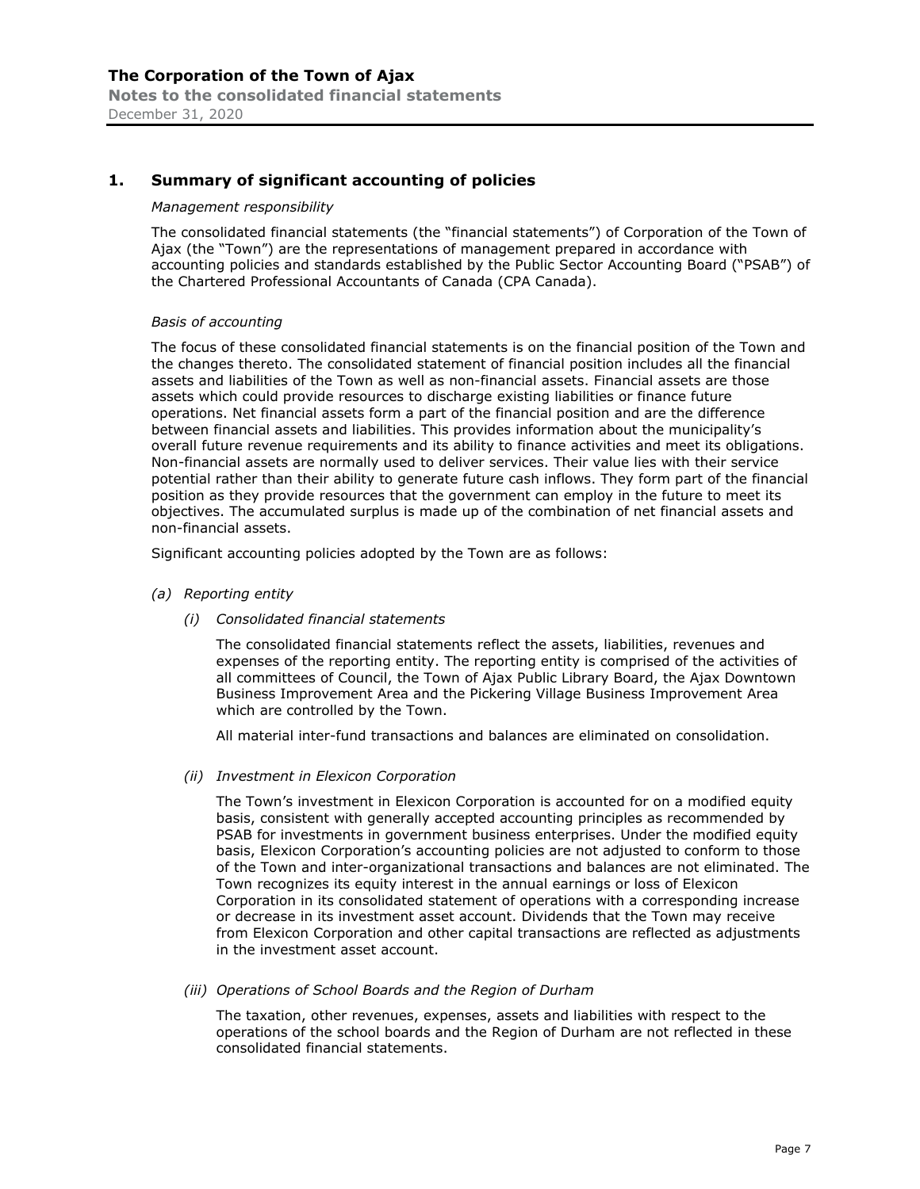## 1. Summary of significant accounting of policies

*Management responsibility*

The consolidated financial statements (the "financial statements") of Corporation of the Town of Ajax (the "Town") are the representations of management prepared in accordance with accounting policies and standards established by the Public Sector Accounting Board ("PSAB") of the Chartered Professional Accountants of Canada (CPA Canada).

*Basis of accounting*

The focus of these consolidated financial statements is on the financial position of the Town and the changes thereto. The consolidated statement of financial position includes all the financial assets and liabilities of the Town as well as non-financial assets. Financial assets are those assets which could provide resources to discharge existing liabilities or finance future operations. Net financial assets form a part of the financial position and are the difference between financial assets and liabilities. This provides information about the municipality's overall future revenue requirements and its ability to finance activities and meet its obligations. Non-financial assets are normally used to deliver services. Their value lies with their service potential rather than their ability to generate future cash inflows. They form part of the financial position as they provide resources that the government can employ in the future to meet its objectives. The accumulated surplus is made up of the combination of net financial assets and non-financial assets.

Significant accounting policies adopted by the Town are as follows:

*(a) Reporting entity*

*(i) Consolidated financial statements*

The consolidated financial statements reflect the assets, liabilities, revenues and expenses of the reporting entity. The reporting entity is comprised of the activities of all committees of Council, the Town of Ajax Public Library Board, the Ajax Downtown Business Improvement Area and the Pickering Village Business Improvement Area which are controlled by the Town.

All material inter-fund transactions and balances are eliminated on consolidation.

*(ii) Investment in Elexicon Corporation*

The Town's investment in Elexicon Corporation is accounted for on a modified equity basis, consistent with generally accepted accounting principles as recommended by PSAB for investments in government business enterprises. Under the modified equity basis, Elexicon Corporation's accounting policies are not adjusted to conform to those of the Town and inter-organizational transactions and balances are not eliminated. The Town recognizes its equity interest in the annual earnings or loss of Elexicon Corporation in its consolidated statement of operations with a corresponding increase or decrease in its investment asset account. Dividends that the Town may receive from Elexicon Corporation and other capital transactions are reflected as adjustments in the investment asset account.

*(iii) Operations of School Boards and the Region of Durham*

The taxation, other revenues, expenses, assets and liabilities with respect to the operations of the school boards and the Region of Durham are not reflected in these consolidated financial statements.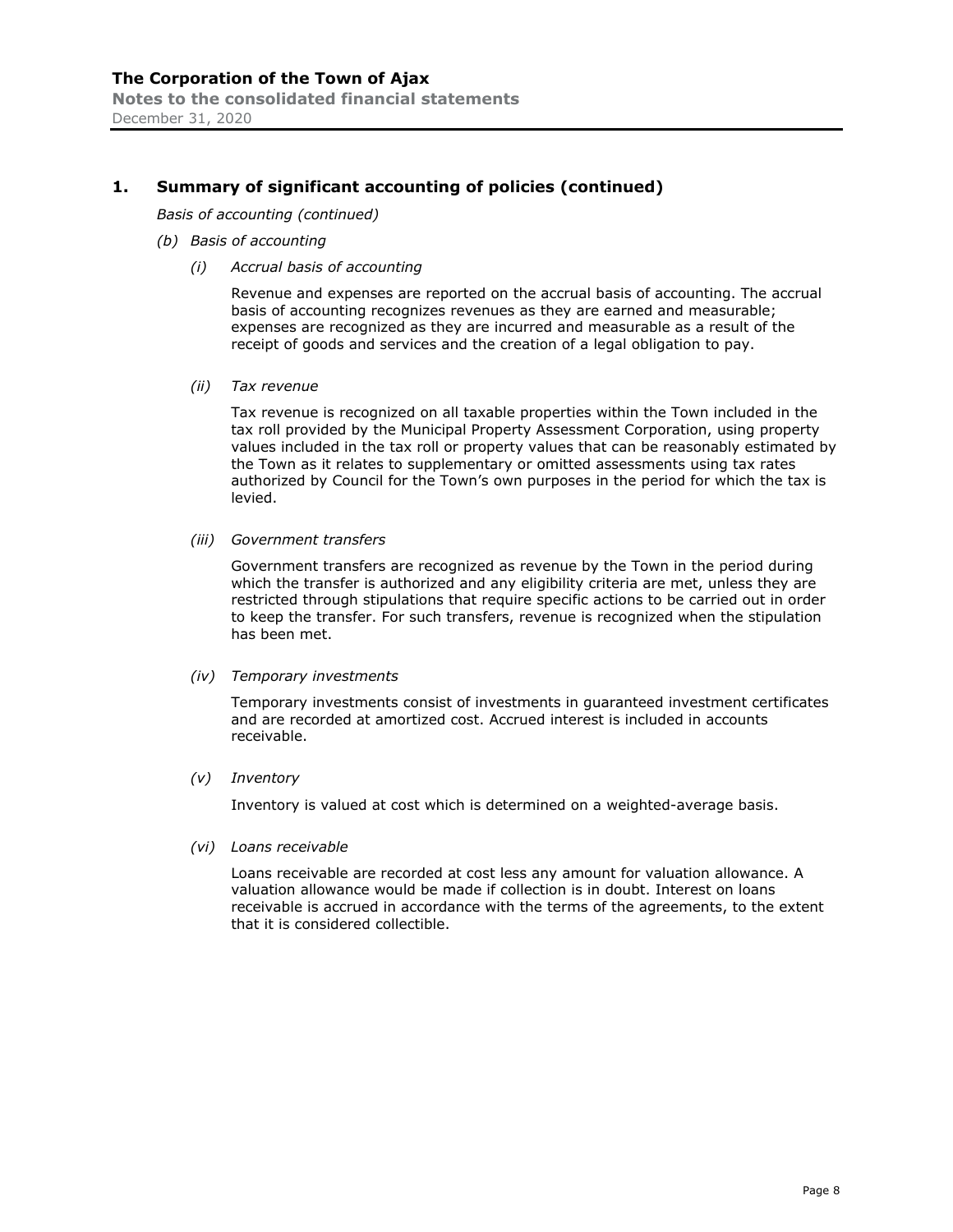## 1. Summary of significant accounting of policies (continued)

*Basis of accounting (continued)*

*(b) Basis of accounting*

*(i) Accrual basis of accounting*

Revenue and expenses are reported on the accrual basis of accounting. The accrual basis of accounting recognizes revenues as they are earned and measurable; expenses are recognized as they are incurred and measurable as a result of the receipt of goods and services and the creation of a legal obligation to pay.

*(ii) Tax revenue*

Tax revenue is recognized on all taxable properties within the Town included in the tax roll provided by the Municipal Property Assessment Corporation, using property values included in the tax roll or property values that can be reasonably estimated by the Town as it relates to supplementary or omitted assessments using tax rates authorized by Council for the Town's own purposes in the period for which the tax is levied.

*(iii) Government transfers*

Government transfers are recognized as revenue by the Town in the period during which the transfer is authorized and any eligibility criteria are met, unless they are restricted through stipulations that require specific actions to be carried out in order to keep the transfer. For such transfers, revenue is recognized when the stipulation has been met.

*(iv) Temporary investments*

Temporary investments consist of investments in guaranteed investment certificates and are recorded at amortized cost. Accrued interest is included in accounts receivable.

*(v) Inventory*

Inventory is valued at cost which is determined on a weighted-average basis.

*(vi) Loans receivable*

Loans receivable are recorded at cost less any amount for valuation allowance. A valuation allowance would be made if collection is in doubt. Interest on loans receivable is accrued in accordance with the terms of the agreements, to the extent that it is considered collectible.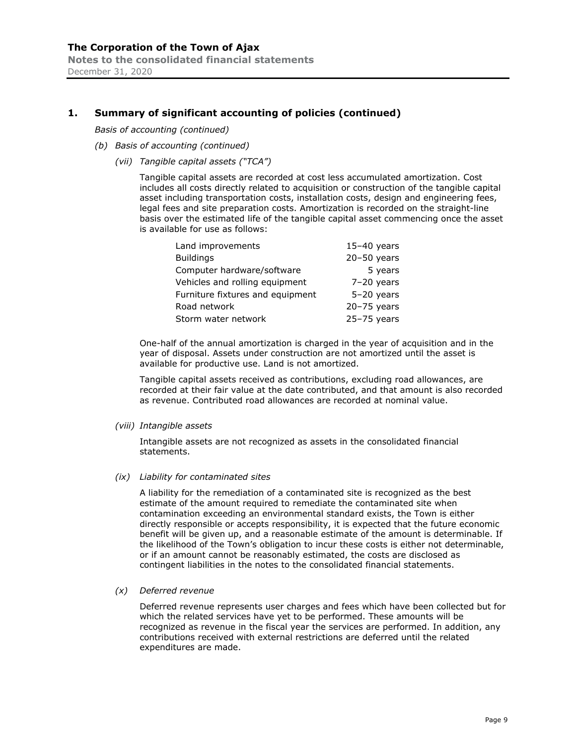## 1. Summary of significant accounting of policies (continued)

*Basis of accounting (continued)*

*(b) Basis of accounting (continued)*

*(vii) Tangible capital assets ("TCA")*

Tangible capital assets are recorded at cost less accumulated amortization. Cost includes all costs directly related to acquisition or construction of the tangible capital asset including transportation costs, installation costs, design and engineering fees, legal fees and site preparation costs. Amortization is recorded on the straight-line basis over the estimated life of the tangible capital asset commencing once the asset is available for use as follows:

| | |
|---|---|
| Land improvements | 15–40 years |
| Buildings | 20–50 years |
| Computer hardware/software | 5 years |
| Vehicles and rolling equipment | 7–20 years |
| Furniture fixtures and equipment | 5–20 years |
| Road network | 20–75 years |
| Storm water network | 25–75 years |

One-half of the annual amortization is charged in the year of acquisition and in the year of disposal. Assets under construction are not amortized until the asset is available for productive use. Land is not amortized.

Tangible capital assets received as contributions, excluding road allowances, are recorded at their fair value at the date contributed, and that amount is also recorded as revenue. Contributed road allowances are recorded at nominal value.

*(viii) Intangible assets*

Intangible assets are not recognized as assets in the consolidated financial statements.

*(ix) Liability for contaminated sites*

A liability for the remediation of a contaminated site is recognized as the best estimate of the amount required to remediate the contaminated site when contamination exceeding an environmental standard exists, the Town is either directly responsible or accepts responsibility, it is expected that the future economic benefit will be given up, and a reasonable estimate of the amount is determinable. If the likelihood of the Town's obligation to incur these costs is either not determinable, or if an amount cannot be reasonably estimated, the costs are disclosed as contingent liabilities in the notes to the consolidated financial statements.

*(x) Deferred revenue*

Deferred revenue represents user charges and fees which have been collected but for which the related services have yet to be performed. These amounts will be recognized as revenue in the fiscal year the services are performed. In addition, any contributions received with external restrictions are deferred until the related expenditures are made.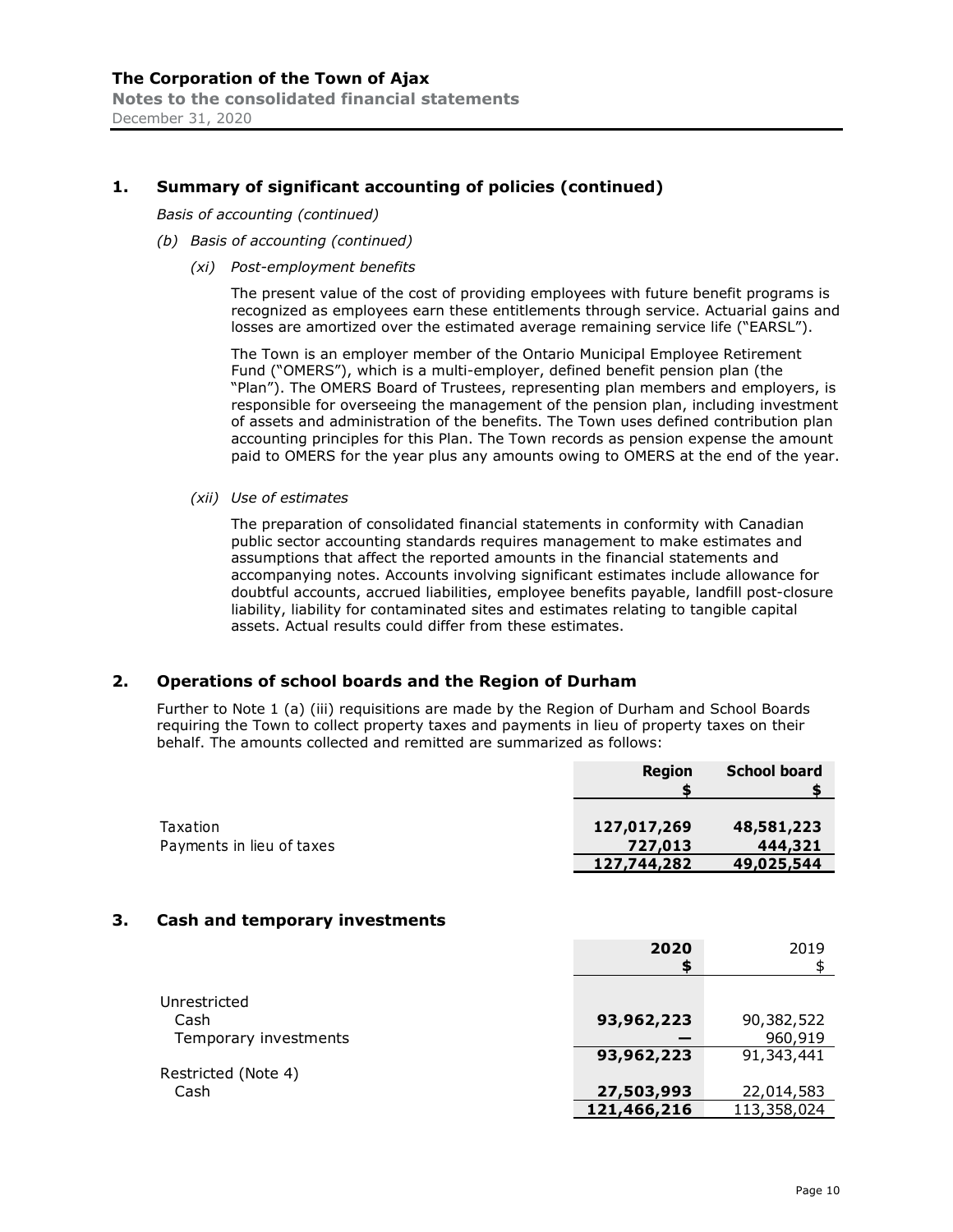## 1. Summary of significant accounting of policies (continued)

*Basis of accounting (continued)*

*(b) Basis of accounting (continued)*

*(xi) Post-employment benefits*

The present value of the cost of providing employees with future benefit programs is recognized as employees earn these entitlements through service. Actuarial gains and losses are amortized over the estimated average remaining service life ("EARSL").

The Town is an employer member of the Ontario Municipal Employee Retirement Fund ("OMERS"), which is a multi-employer, defined benefit pension plan (the "Plan"). The OMERS Board of Trustees, representing plan members and employers, is responsible for overseeing the management of the pension plan, including investment of assets and administration of the benefits. The Town uses defined contribution plan accounting principles for this Plan. The Town records as pension expense the amount paid to OMERS for the year plus any amounts owing to OMERS at the end of the year.

*(xii) Use of estimates*

The preparation of consolidated financial statements in conformity with Canadian public sector accounting standards requires management to make estimates and assumptions that affect the reported amounts in the financial statements and accompanying notes. Accounts involving significant estimates include allowance for doubtful accounts, accrued liabilities, employee benefits payable, landfill post-closure liability, liability for contaminated sites and estimates relating to tangible capital assets. Actual results could differ from these estimates.

## 2. Operations of school boards and the Region of Durham

Further to Note 1 (a) (iii) requisitions are made by the Region of Durham and School Boards requiring the Town to collect property taxes and payments in lieu of property taxes on their behalf. The amounts collected and remitted are summarized as follows:

| | Region $ | School board $ |
|---|---|---|
| Taxation | **127,017,269** | **48,581,223** |
| Payments in lieu of taxes | **727,013** | **444,321** |
| | **127,744,282** | **49,025,544** |

## 3. Cash and temporary investments

| | 2020 $ | 2019 $ |
|---|---|---|
| Unrestricted | | |
| Cash | **93,962,223** | 90,382,522 |
| Temporary investments | **—** | 960,919 |
| | **93,962,223** | 91,343,441 |
| Restricted (Note 4) | | |
| Cash | **27,503,993** | 22,014,583 |
| | **121,466,216** | 113,358,024 |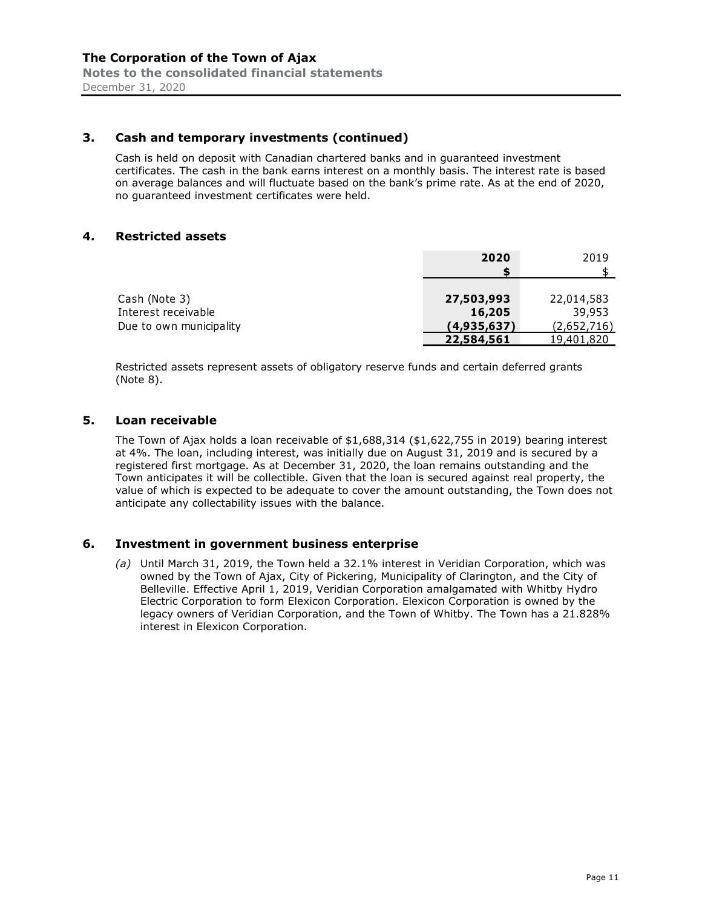## 3. Cash and temporary investments (continued)

Cash is held on deposit with Canadian chartered banks and in guaranteed investment certificates. The cash in the bank earns interest on a monthly basis. The interest rate is based on average balances and will fluctuate based on the bank's prime rate. As at the end of 2020, no guaranteed investment certificates were held.

## 4. Restricted assets

| | **2020** | 2019 |
|---|---|---|
| | **$** | $ |
| Cash (Note 3) | **27,503,993** | 22,014,583 |
| Interest receivable | **16,205** | 39,953 |
| Due to own municipality | **(4,935,637)** | (2,652,716) |
| | **22,584,561** | 19,401,820 |

Restricted assets represent assets of obligatory reserve funds and certain deferred grants (Note 8).

## 5. Loan receivable

The Town of Ajax holds a loan receivable of $1,688,314 ($1,622,755 in 2019) bearing interest at 4%. The loan, including interest, was initially due on August 31, 2019 and is secured by a registered first mortgage. As at December 31, 2020, the loan remains outstanding and the Town anticipates it will be collectible. Given that the loan is secured against real property, the value of which is expected to be adequate to cover the amount outstanding, the Town does not anticipate any collectability issues with the balance.

## 6. Investment in government business enterprise

*(a)* Until March 31, 2019, the Town held a 32.1% interest in Veridian Corporation, which was owned by the Town of Ajax, City of Pickering, Municipality of Clarington, and the City of Belleville. Effective April 1, 2019, Veridian Corporation amalgamated with Whitby Hydro Electric Corporation to form Elexicon Corporation. Elexicon Corporation is owned by the legacy owners of Veridian Corporation, and the Town of Whitby. The Town has a 21.828% interest in Elexicon Corporation.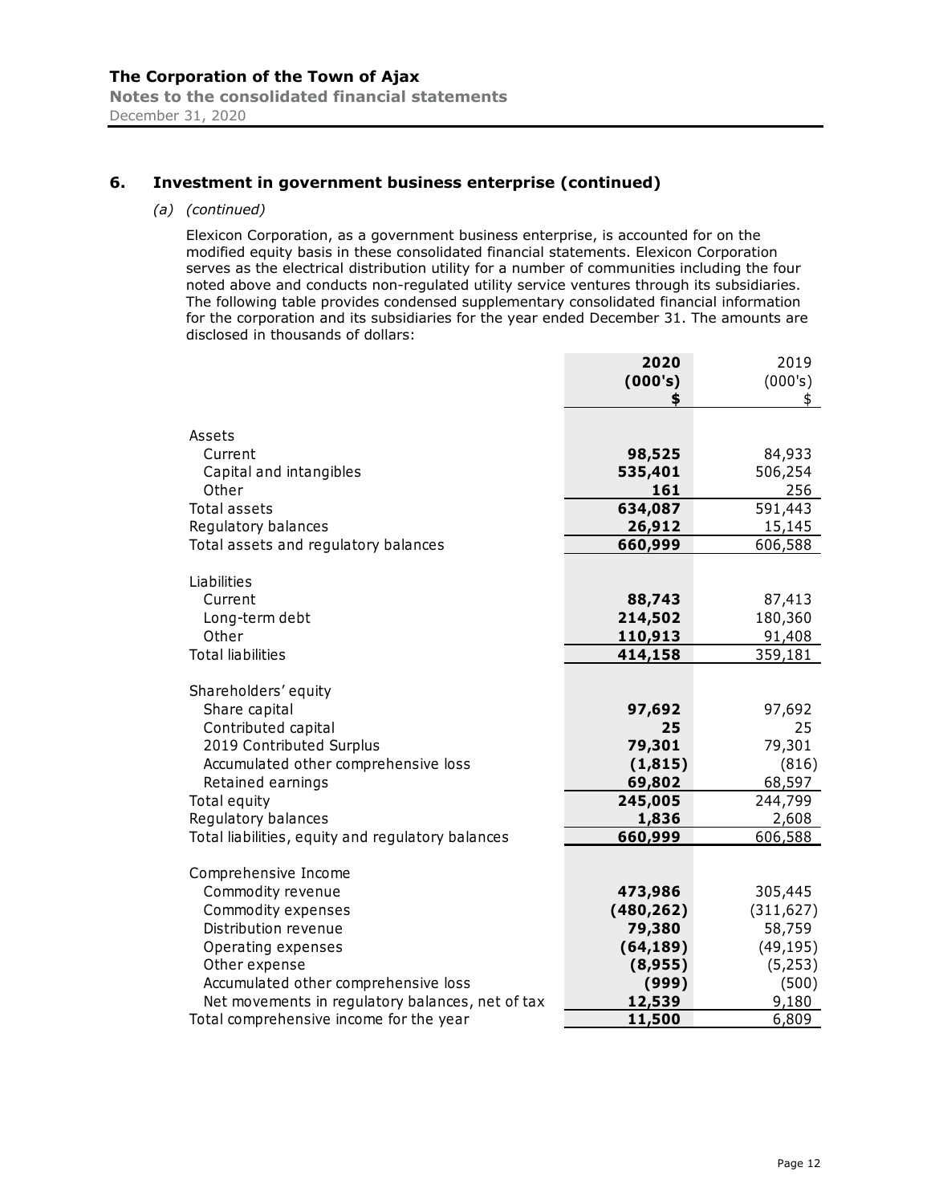## 6. Investment in government business enterprise (continued)

*(a) (continued)*

Elexicon Corporation, as a government business enterprise, is accounted for on the modified equity basis in these consolidated financial statements. Elexicon Corporation serves as the electrical distribution utility for a number of communities including the four noted above and conducts non-regulated utility service ventures through its subsidiaries. The following table provides condensed supplementary consolidated financial information for the corporation and its subsidiaries for the year ended December 31. The amounts are disclosed in thousands of dollars:

| | **2020 (000's) $** | 2019 (000's) $ |
|---|---|---|
| Assets | | |
| Current | **98,525** | 84,933 |
| Capital and intangibles | **535,401** | 506,254 |
| Other | **161** | 256 |
| Total assets | **634,087** | 591,443 |
| Regulatory balances | **26,912** | 15,145 |
| Total assets and regulatory balances | **660,999** | 606,588 |
| Liabilities | | |
| Current | **88,743** | 87,413 |
| Long-term debt | **214,502** | 180,360 |
| Other | **110,913** | 91,408 |
| Total liabilities | **414,158** | 359,181 |
| Shareholders' equity | | |
| Share capital | **97,692** | 97,692 |
| Contributed capital | **25** | 25 |
| 2019 Contributed Surplus | **79,301** | 79,301 |
| Accumulated other comprehensive loss | **(1,815)** | (816) |
| Retained earnings | **69,802** | 68,597 |
| Total equity | **245,005** | 244,799 |
| Regulatory balances | **1,836** | 2,608 |
| Total liabilities, equity and regulatory balances | **660,999** | 606,588 |
| Comprehensive Income | | |
| Commodity revenue | **473,986** | 305,445 |
| Commodity expenses | **(480,262)** | (311,627) |
| Distribution revenue | **79,380** | 58,759 |
| Operating expenses | **(64,189)** | (49,195) |
| Other expense | **(8,955)** | (5,253) |
| Accumulated other comprehensive loss | **(999)** | (500) |
| Net movements in regulatory balances, net of tax | **12,539** | 9,180 |
| Total comprehensive income for the year | **11,500** | 6,809 |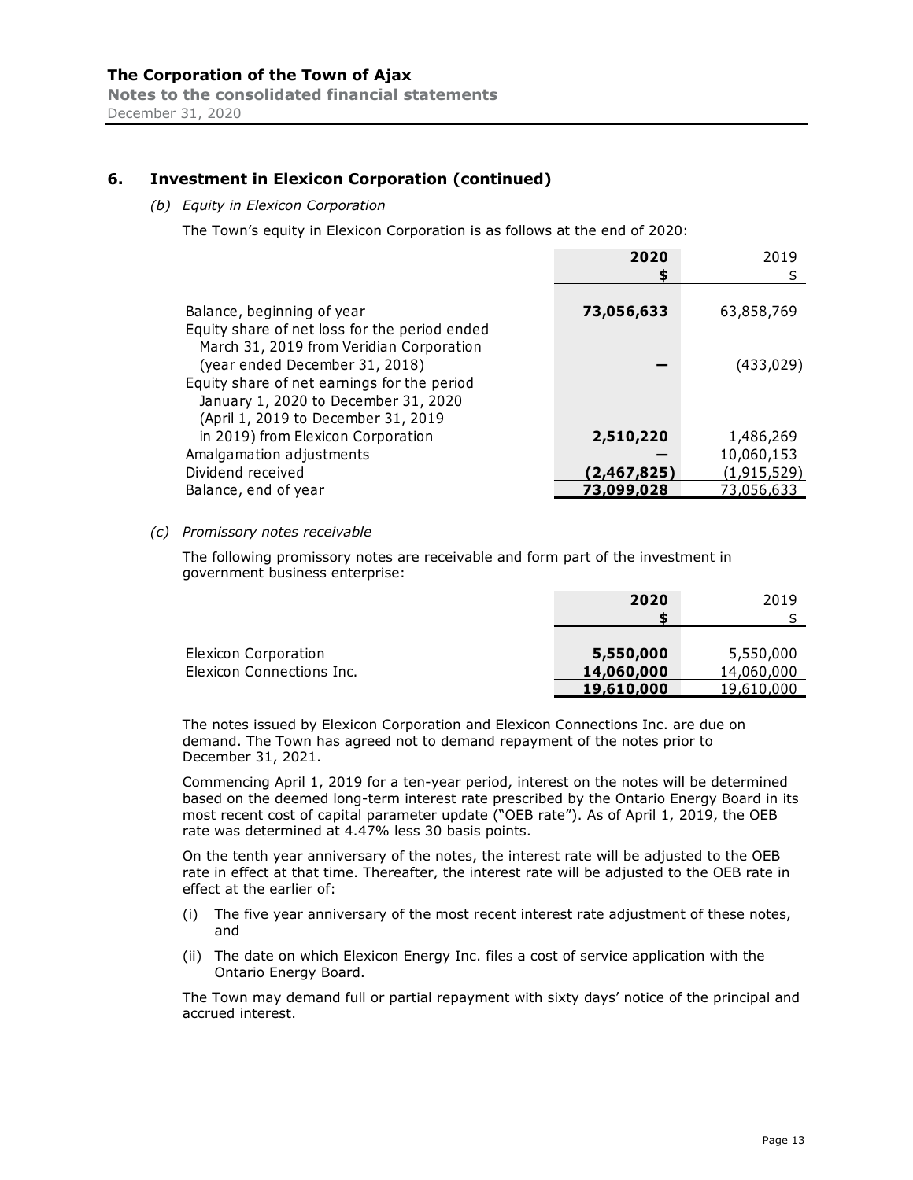## 6. Investment in Elexicon Corporation (continued)

### *(b) Equity in Elexicon Corporation*

The Town's equity in Elexicon Corporation is as follows at the end of 2020:

| | 2020 $ | 2019 $ |
|---|---|---|
| Balance, beginning of year | **73,056,633** | 63,858,769 |
| Equity share of net loss for the period ended March 31, 2019 from Veridian Corporation (year ended December 31, 2018) | **–** | (433,029) |
| Equity share of net earnings for the period January 1, 2020 to December 31, 2020 (April 1, 2019 to December 31, 2019 in 2019) from Elexicon Corporation | **2,510,220** | 1,486,269 |
| Amalgamation adjustments | **–** | 10,060,153 |
| Dividend received | **(2,467,825)** | (1,915,529) |
| Balance, end of year | **73,099,028** | 73,056,633 |

### *(c) Promissory notes receivable*

The following promissory notes are receivable and form part of the investment in government business enterprise:

| | 2020 $ | 2019 $ |
|---|---|---|
| Elexicon Corporation | **5,550,000** | 5,550,000 |
| Elexicon Connections Inc. | **14,060,000** | 14,060,000 |
| | **19,610,000** | 19,610,000 |

The notes issued by Elexicon Corporation and Elexicon Connections Inc. are due on demand. The Town has agreed not to demand repayment of the notes prior to December 31, 2021.

Commencing April 1, 2019 for a ten-year period, interest on the notes will be determined based on the deemed long-term interest rate prescribed by the Ontario Energy Board in its most recent cost of capital parameter update ("OEB rate"). As of April 1, 2019, the OEB rate was determined at 4.47% less 30 basis points.

On the tenth year anniversary of the notes, the interest rate will be adjusted to the OEB rate in effect at that time. Thereafter, the interest rate will be adjusted to the OEB rate in effect at the earlier of:

(i) The five year anniversary of the most recent interest rate adjustment of these notes, and

(ii) The date on which Elexicon Energy Inc. files a cost of service application with the Ontario Energy Board.

The Town may demand full or partial repayment with sixty days' notice of the principal and accrued interest.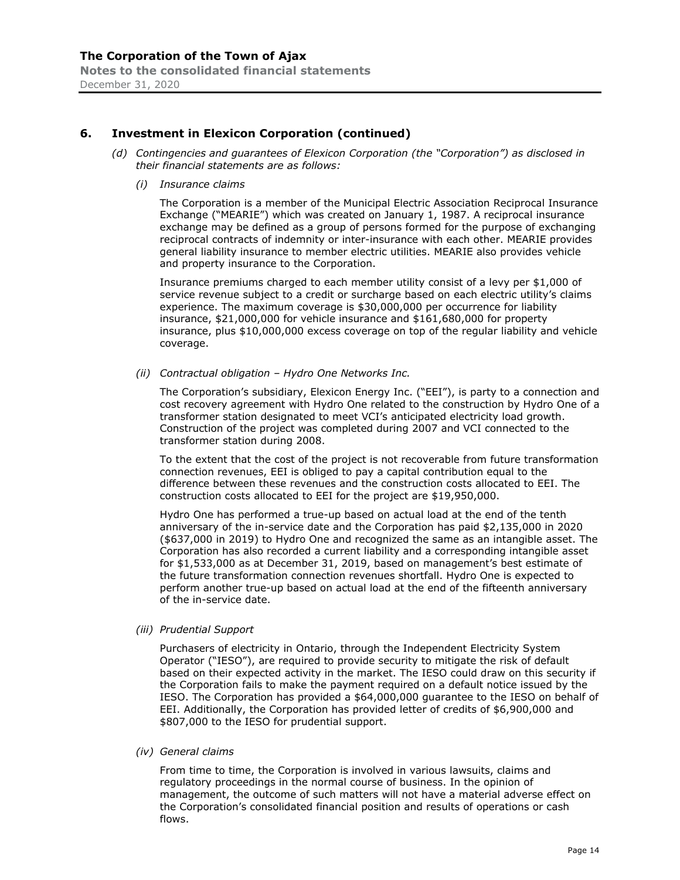## 6. Investment in Elexicon Corporation (continued)

*(d) Contingencies and guarantees of Elexicon Corporation (the "Corporation") as disclosed in their financial statements are as follows:*

*(i) Insurance claims*

The Corporation is a member of the Municipal Electric Association Reciprocal Insurance Exchange ("MEARIE") which was created on January 1, 1987. A reciprocal insurance exchange may be defined as a group of persons formed for the purpose of exchanging reciprocal contracts of indemnity or inter-insurance with each other. MEARIE provides general liability insurance to member electric utilities. MEARIE also provides vehicle and property insurance to the Corporation.

Insurance premiums charged to each member utility consist of a levy per $1,000 of service revenue subject to a credit or surcharge based on each electric utility's claims experience. The maximum coverage is $30,000,000 per occurrence for liability insurance, $21,000,000 for vehicle insurance and $161,680,000 for property insurance, plus $10,000,000 excess coverage on top of the regular liability and vehicle coverage.

*(ii) Contractual obligation – Hydro One Networks Inc.*

The Corporation's subsidiary, Elexicon Energy Inc. ("EEI"), is party to a connection and cost recovery agreement with Hydro One related to the construction by Hydro One of a transformer station designated to meet VCI's anticipated electricity load growth. Construction of the project was completed during 2007 and VCI connected to the transformer station during 2008.

To the extent that the cost of the project is not recoverable from future transformation connection revenues, EEI is obliged to pay a capital contribution equal to the difference between these revenues and the construction costs allocated to EEI. The construction costs allocated to EEI for the project are $19,950,000.

Hydro One has performed a true-up based on actual load at the end of the tenth anniversary of the in-service date and the Corporation has paid $2,135,000 in 2020 ($637,000 in 2019) to Hydro One and recognized the same as an intangible asset. The Corporation has also recorded a current liability and a corresponding intangible asset for $1,533,000 as at December 31, 2019, based on management's best estimate of the future transformation connection revenues shortfall. Hydro One is expected to perform another true-up based on actual load at the end of the fifteenth anniversary of the in-service date.

*(iii) Prudential Support*

Purchasers of electricity in Ontario, through the Independent Electricity System Operator ("IESO"), are required to provide security to mitigate the risk of default based on their expected activity in the market. The IESO could draw on this security if the Corporation fails to make the payment required on a default notice issued by the IESO. The Corporation has provided a $64,000,000 guarantee to the IESO on behalf of EEI. Additionally, the Corporation has provided letter of credits of $6,900,000 and $807,000 to the IESO for prudential support.

*(iv) General claims*

From time to time, the Corporation is involved in various lawsuits, claims and regulatory proceedings in the normal course of business. In the opinion of management, the outcome of such matters will not have a material adverse effect on the Corporation's consolidated financial position and results of operations or cash flows.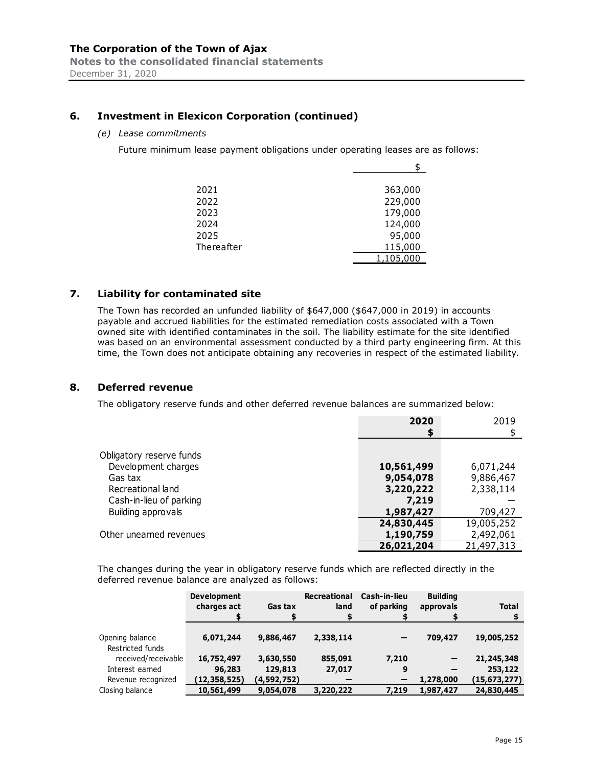## 6. Investment in Elexicon Corporation (continued)

*(e) Lease commitments*

Future minimum lease payment obligations under operating leases are as follows:

| | $ |
|---|---|
| 2021 | 363,000 |
| 2022 | 229,000 |
| 2023 | 179,000 |
| 2024 | 124,000 |
| 2025 | 95,000 |
| Thereafter | 115,000 |
| | 1,105,000 |

## 7. Liability for contaminated site

The Town has recorded an unfunded liability of $647,000 ($647,000 in 2019) in accounts payable and accrued liabilities for the estimated remediation costs associated with a Town owned site with identified contaminates in the soil. The liability estimate for the site identified was based on an environmental assessment conducted by a third party engineering firm. At this time, the Town does not anticipate obtaining any recoveries in respect of the estimated liability.

## 8. Deferred revenue

The obligatory reserve funds and other deferred revenue balances are summarized below:

| | **2020** **$** | 2019 $ |
|---|---|---|
| Obligatory reserve funds | | |
| Development charges | **10,561,499** | 6,071,244 |
| Gas tax | **9,054,078** | 9,886,467 |
| Recreational land | **3,220,222** | 2,338,114 |
| Cash-in-lieu of parking | **7,219** | — |
| Building approvals | **1,987,427** | 709,427 |
| | **24,830,445** | 19,005,252 |
| Other unearned revenues | **1,190,759** | 2,492,061 |
| | **26,021,204** | 21,497,313 |

The changes during the year in obligatory reserve funds which are reflected directly in the deferred revenue balance are analyzed as follows:

| | **Development charges act $** | **Gas tax $** | **Recreational land $** | **Cash-in-lieu of parking $** | **Building approvals $** | **Total $** |
|---|---|---|---|---|---|---|
| Opening balance | **6,071,244** | **9,886,467** | **2,338,114** | **—** | **709,427** | **19,005,252** |
| Restricted funds received/receivable | **16,752,497** | **3,630,550** | **855,091** | **7,210** | **—** | **21,245,348** |
| Interest earned | **96,283** | **129,813** | **27,017** | **9** | **—** | **253,122** |
| Revenue recognized | **(12,358,525)** | **(4,592,752)** | **—** | **—** | **1,278,000** | **(15,673,277)** |
| Closing balance | **10,561,499** | **9,054,078** | **3,220,222** | **7,219** | **1,987,427** | **24,830,445** |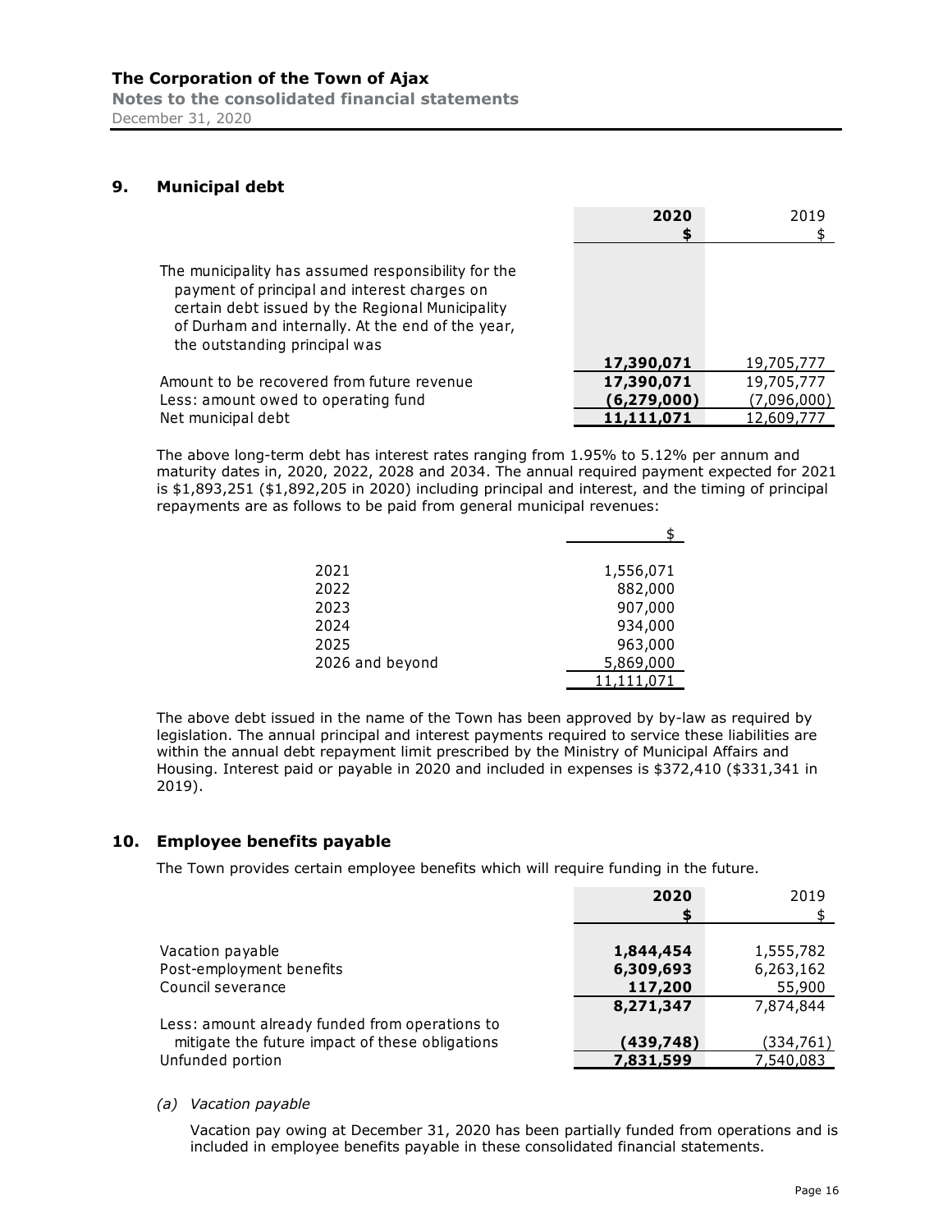## 9. Municipal debt

| | 2020 $ | 2019 $ |
|---|---|---|
| The municipality has assumed responsibility for the payment of principal and interest charges on certain debt issued by the Regional Municipality of Durham and internally. At the end of the year, the outstanding principal was | **17,390,071** | 19,705,777 |
| Amount to be recovered from future revenue | **17,390,071** | 19,705,777 |
| Less: amount owed to operating fund | **(6,279,000)** | (7,096,000) |
| Net municipal debt | **11,111,071** | 12,609,777 |

The above long-term debt has interest rates ranging from 1.95% to 5.12% per annum and maturity dates in, 2020, 2022, 2028 and 2034. The annual required payment expected for 2021 is $1,893,251 ($1,892,205 in 2020) including principal and interest, and the timing of principal repayments are as follows to be paid from general municipal revenues:

| | $ |
|---|---|
| 2021 | 1,556,071 |
| 2022 | 882,000 |
| 2023 | 907,000 |
| 2024 | 934,000 |
| 2025 | 963,000 |
| 2026 and beyond | 5,869,000 |
| | 11,111,071 |

The above debt issued in the name of the Town has been approved by by-law as required by legislation. The annual principal and interest payments required to service these liabilities are within the annual debt repayment limit prescribed by the Ministry of Municipal Affairs and Housing. Interest paid or payable in 2020 and included in expenses is $372,410 ($331,341 in 2019).

## 10. Employee benefits payable

The Town provides certain employee benefits which will require funding in the future.

| | 2020 $ | 2019 $ |
|---|---|---|
| Vacation payable | **1,844,454** | 1,555,782 |
| Post-employment benefits | **6,309,693** | 6,263,162 |
| Council severance | **117,200** | 55,900 |
| | **8,271,347** | 7,874,844 |
| Less: amount already funded from operations to mitigate the future impact of these obligations | **(439,748)** | (334,761) |
| Unfunded portion | **7,831,599** | 7,540,083 |

*(a) Vacation payable*

Vacation pay owing at December 31, 2020 has been partially funded from operations and is included in employee benefits payable in these consolidated financial statements.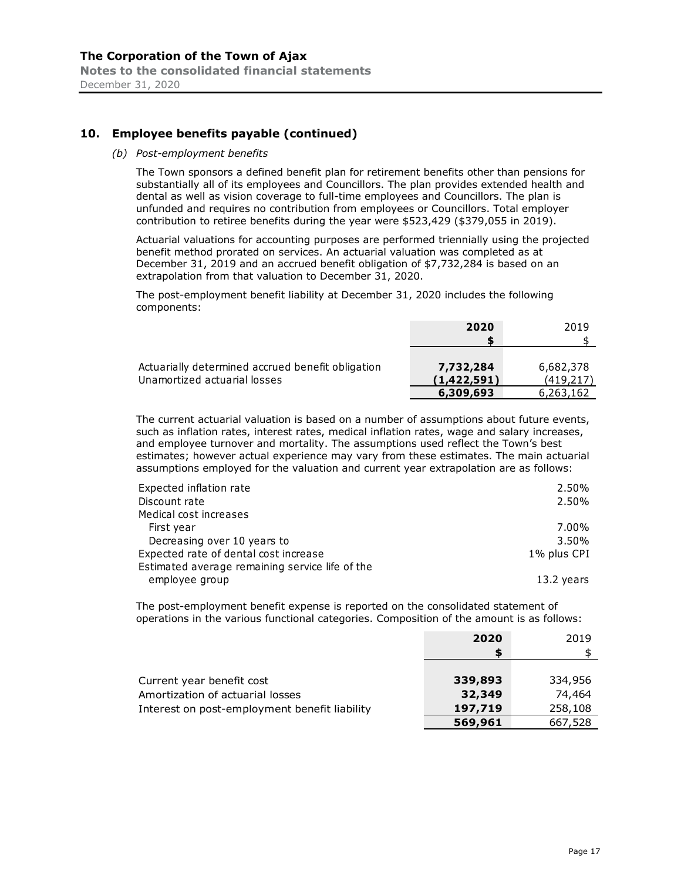## 10. Employee benefits payable (continued)

*(b) Post-employment benefits*

The Town sponsors a defined benefit plan for retirement benefits other than pensions for substantially all of its employees and Councillors. The plan provides extended health and dental as well as vision coverage to full-time employees and Councillors. The plan is unfunded and requires no contribution from employees or Councillors. Total employer contribution to retiree benefits during the year were $523,429 ($379,055 in 2019).

Actuarial valuations for accounting purposes are performed triennially using the projected benefit method prorated on services. An actuarial valuation was completed as at December 31, 2019 and an accrued benefit obligation of $7,732,284 is based on an extrapolation from that valuation to December 31, 2020.

The post-employment benefit liability at December 31, 2020 includes the following components:

| | **2020** | 2019 |
|---|---|---|
| | **$** | $ |
| Actuarially determined accrued benefit obligation | **7,732,284** | 6,682,378 |
| Unamortized actuarial losses | **(1,422,591)** | (419,217) |
| | **6,309,693** | 6,263,162 |

The current actuarial valuation is based on a number of assumptions about future events, such as inflation rates, interest rates, medical inflation rates, wage and salary increases, and employee turnover and mortality. The assumptions used reflect the Town's best estimates; however actual experience may vary from these estimates. The main actuarial assumptions employed for the valuation and current year extrapolation are as follows:

| | |
|---|---|
| Expected inflation rate | 2.50% |
| Discount rate | 2.50% |
| Medical cost increases | |
| First year | 7.00% |
| Decreasing over 10 years to | 3.50% |
| Expected rate of dental cost increase | 1% plus CPI |
| Estimated average remaining service life of the employee group | 13.2 years |

The post-employment benefit expense is reported on the consolidated statement of operations in the various functional categories. Composition of the amount is as follows:

| | **2020** | 2019 |
|---|---|---|
| | **$** | $ |
| Current year benefit cost | **339,893** | 334,956 |
| Amortization of actuarial losses | **32,349** | 74,464 |
| Interest on post-employment benefit liability | **197,719** | 258,108 |
| | **569,961** | 667,528 |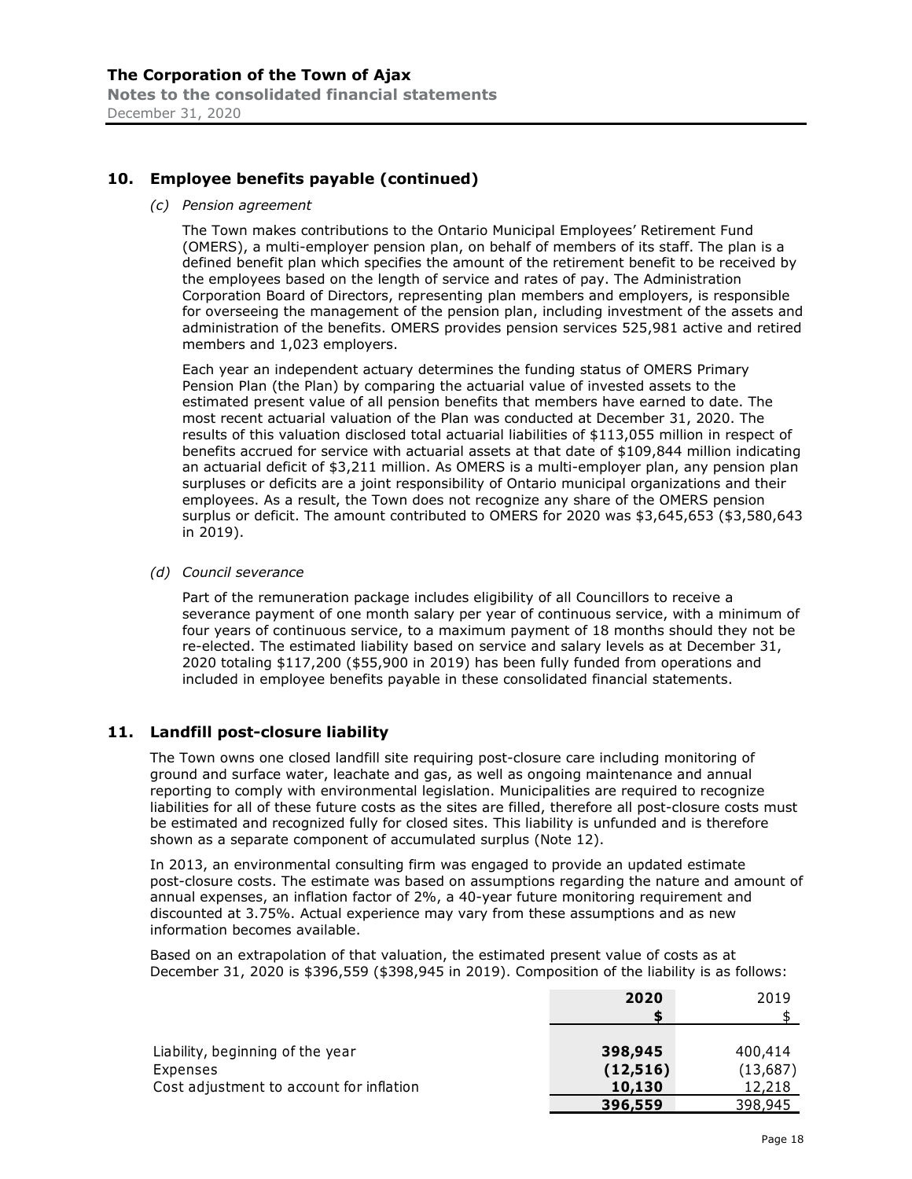## 10. Employee benefits payable (continued)

*(c) Pension agreement*

The Town makes contributions to the Ontario Municipal Employees' Retirement Fund (OMERS), a multi-employer pension plan, on behalf of members of its staff. The plan is a defined benefit plan which specifies the amount of the retirement benefit to be received by the employees based on the length of service and rates of pay. The Administration Corporation Board of Directors, representing plan members and employers, is responsible for overseeing the management of the pension plan, including investment of the assets and administration of the benefits. OMERS provides pension services 525,981 active and retired members and 1,023 employers.

Each year an independent actuary determines the funding status of OMERS Primary Pension Plan (the Plan) by comparing the actuarial value of invested assets to the estimated present value of all pension benefits that members have earned to date. The most recent actuarial valuation of the Plan was conducted at December 31, 2020. The results of this valuation disclosed total actuarial liabilities of $113,055 million in respect of benefits accrued for service with actuarial assets at that date of $109,844 million indicating an actuarial deficit of $3,211 million. As OMERS is a multi-employer plan, any pension plan surpluses or deficits are a joint responsibility of Ontario municipal organizations and their employees. As a result, the Town does not recognize any share of the OMERS pension surplus or deficit. The amount contributed to OMERS for 2020 was $3,645,653 ($3,580,643 in 2019).

*(d) Council severance*

Part of the remuneration package includes eligibility of all Councillors to receive a severance payment of one month salary per year of continuous service, with a minimum of four years of continuous service, to a maximum payment of 18 months should they not be re-elected. The estimated liability based on service and salary levels as at December 31, 2020 totaling $117,200 ($55,900 in 2019) has been fully funded from operations and included in employee benefits payable in these consolidated financial statements.

## 11. Landfill post-closure liability

The Town owns one closed landfill site requiring post-closure care including monitoring of ground and surface water, leachate and gas, as well as ongoing maintenance and annual reporting to comply with environmental legislation. Municipalities are required to recognize liabilities for all of these future costs as the sites are filled, therefore all post-closure costs must be estimated and recognized fully for closed sites. This liability is unfunded and is therefore shown as a separate component of accumulated surplus (Note 12).

In 2013, an environmental consulting firm was engaged to provide an updated estimate post-closure costs. The estimate was based on assumptions regarding the nature and amount of annual expenses, an inflation factor of 2%, a 40-year future monitoring requirement and discounted at 3.75%. Actual experience may vary from these assumptions and as new information becomes available.

Based on an extrapolation of that valuation, the estimated present value of costs as at December 31, 2020 is $396,559 ($398,945 in 2019). Composition of the liability is as follows:

| | **2020** | 2019 |
|---|---|---|
| | **$** | $ |
| Liability, beginning of the year | **398,945** | 400,414 |
| Expenses | **(12,516)** | (13,687) |
| Cost adjustment to account for inflation | **10,130** | 12,218 |
| | **396,559** | 398,945 |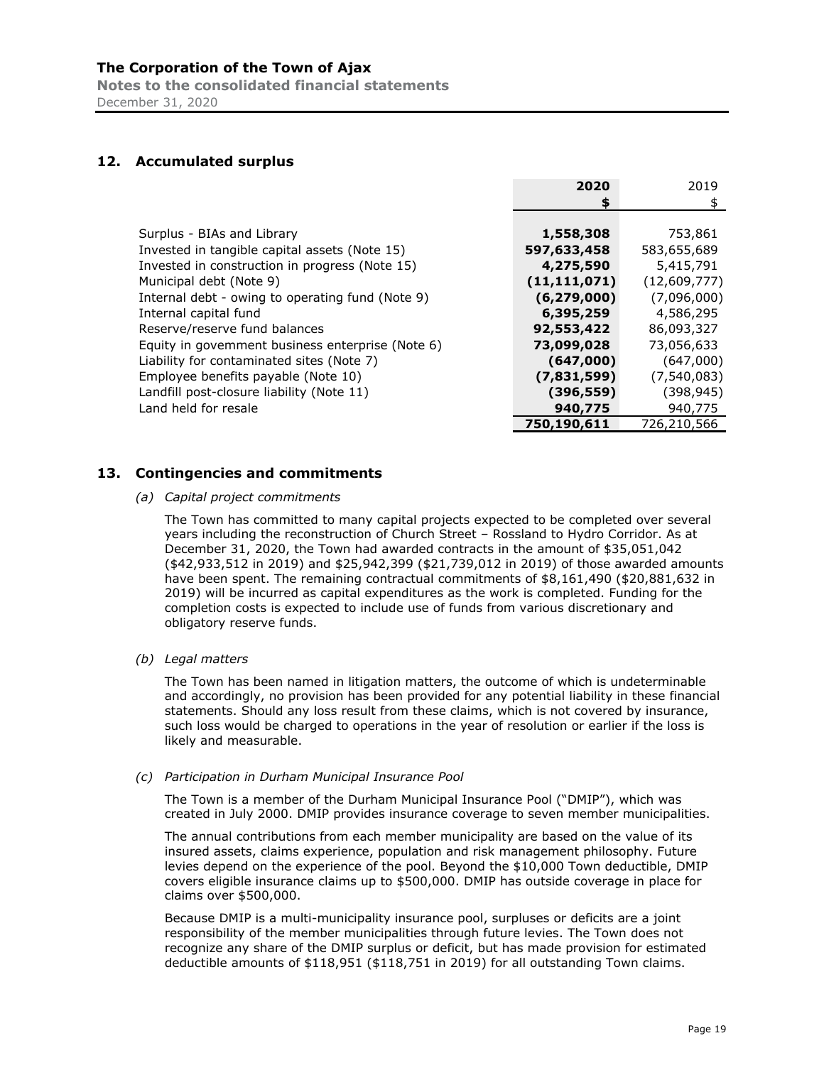## 12. Accumulated surplus

| | 2020 | 2019 |
|---|---|---|
| | $ | $ |
| Surplus - BIAs and Library | **1,558,308** | 753,861 |
| Invested in tangible capital assets (Note 15) | **597,633,458** | 583,655,689 |
| Invested in construction in progress (Note 15) | **4,275,590** | 5,415,791 |
| Municipal debt (Note 9) | **(11,111,071)** | (12,609,777) |
| Internal debt - owing to operating fund (Note 9) | **(6,279,000)** | (7,096,000) |
| Internal capital fund | **6,395,259** | 4,586,295 |
| Reserve/reserve fund balances | **92,553,422** | 86,093,327 |
| Equity in govemment business enterprise (Note 6) | **73,099,028** | 73,056,633 |
| Liability for contaminated sites (Note 7) | **(647,000)** | (647,000) |
| Employee benefits payable (Note 10) | **(7,831,599)** | (7,540,083) |
| Landfill post-closure liability (Note 11) | **(396,559)** | (398,945) |
| Land held for resale | **940,775** | 940,775 |
| | **750,190,611** | 726,210,566 |

## 13. Contingencies and commitments

*(a) Capital project commitments*

The Town has committed to many capital projects expected to be completed over several years including the reconstruction of Church Street – Rossland to Hydro Corridor. As at December 31, 2020, the Town had awarded contracts in the amount of $35,051,042 ($42,933,512 in 2019) and $25,942,399 ($21,739,012 in 2019) of those awarded amounts have been spent. The remaining contractual commitments of $8,161,490 ($20,881,632 in 2019) will be incurred as capital expenditures as the work is completed. Funding for the completion costs is expected to include use of funds from various discretionary and obligatory reserve funds.

*(b) Legal matters*

The Town has been named in litigation matters, the outcome of which is undeterminable and accordingly, no provision has been provided for any potential liability in these financial statements. Should any loss result from these claims, which is not covered by insurance, such loss would be charged to operations in the year of resolution or earlier if the loss is likely and measurable.

*(c) Participation in Durham Municipal Insurance Pool*

The Town is a member of the Durham Municipal Insurance Pool ("DMIP"), which was created in July 2000. DMIP provides insurance coverage to seven member municipalities.

The annual contributions from each member municipality are based on the value of its insured assets, claims experience, population and risk management philosophy. Future levies depend on the experience of the pool. Beyond the $10,000 Town deductible, DMIP covers eligible insurance claims up to $500,000. DMIP has outside coverage in place for claims over $500,000.

Because DMIP is a multi-municipality insurance pool, surpluses or deficits are a joint responsibility of the member municipalities through future levies. The Town does not recognize any share of the DMIP surplus or deficit, but has made provision for estimated deductible amounts of $118,951 ($118,751 in 2019) for all outstanding Town claims.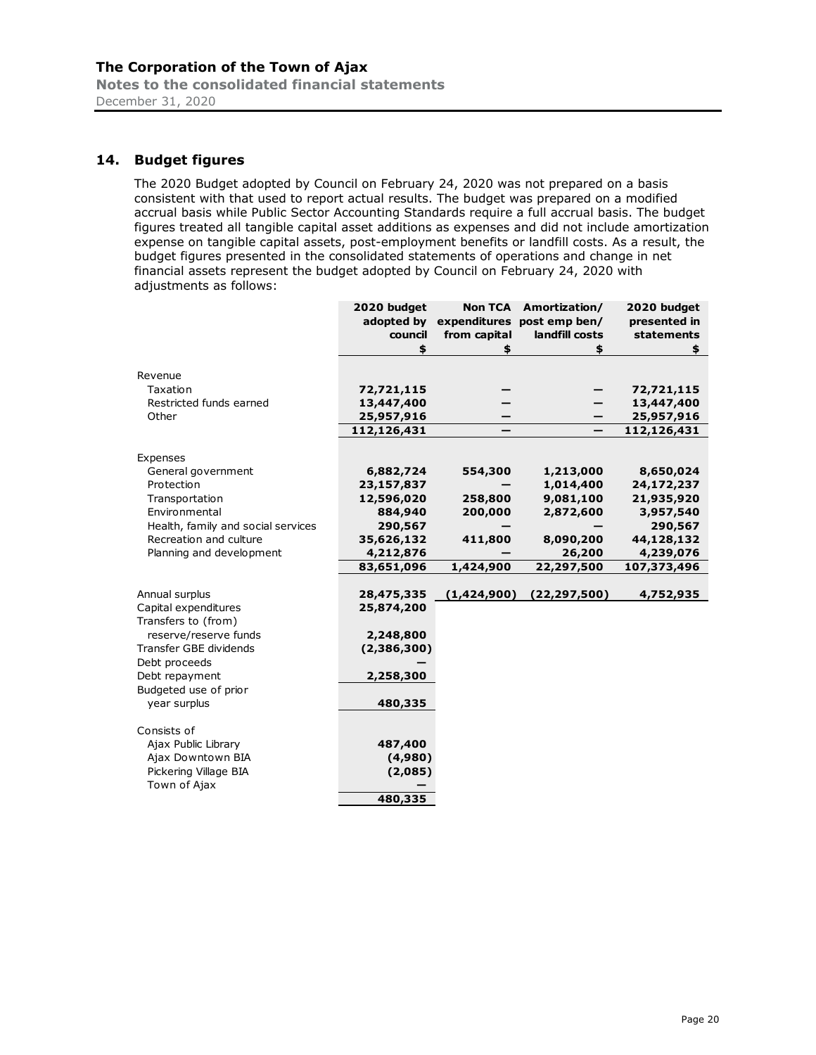## 14. Budget figures

The 2020 Budget adopted by Council on February 24, 2020 was not prepared on a basis consistent with that used to report actual results. The budget was prepared on a modified accrual basis while Public Sector Accounting Standards require a full accrual basis. The budget figures treated all tangible capital asset additions as expenses and did not include amortization expense on tangible capital assets, post-employment benefits or landfill costs. As a result, the budget figures presented in the consolidated statements of operations and change in net financial assets represent the budget adopted by Council on February 24, 2020 with adjustments as follows:

| | 2020 budget adopted by council<br>$ | Non TCA expenditures from capital<br>$ | Amortization/ post emp ben/ landfill costs<br>$ | 2020 budget presented in statements<br>$ |
|---|---|---|---|---|
| **Revenue** | | | | |
| Taxation | 72,721,115 | — | — | 72,721,115 |
| Restricted funds earned | 13,447,400 | — | — | 13,447,400 |
| Other | 25,957,916 | — | — | 25,957,916 |
| | 112,126,431 | — | — | 112,126,431 |
| **Expenses** | | | | |
| General government | 6,882,724 | 554,300 | 1,213,000 | 8,650,024 |
| Protection | 23,157,837 | — | 1,014,400 | 24,172,237 |
| Transportation | 12,596,020 | 258,800 | 9,081,100 | 21,935,920 |
| Environmental | 884,940 | 200,000 | 2,872,600 | 3,957,540 |
| Health, family and social services | 290,567 | — | — | 290,567 |
| Recreation and culture | 35,626,132 | 411,800 | 8,090,200 | 44,128,132 |
| Planning and development | 4,212,876 | — | 26,200 | 4,239,076 |
| | 83,651,096 | 1,424,900 | 22,297,500 | 107,373,496 |
| Annual surplus | 28,475,335 | (1,424,900) | (22,297,500) | 4,752,935 |
| Capital expenditures | 25,874,200 | | | |
| Transfers to (from) reserve/reserve funds | 2,248,800 | | | |
| Transfer GBE dividends | (2,386,300) | | | |
| Debt proceeds | — | | | |
| Debt repayment | 2,258,300 | | | |
| Budgeted use of prior year surplus | 480,335 | | | |
| **Consists of** | | | | |
| Ajax Public Library | 487,400 | | | |
| Ajax Downtown BIA | (4,980) | | | |
| Pickering Village BIA | (2,085) | | | |
| Town of Ajax | — | | | |
| | 480,335 | | | |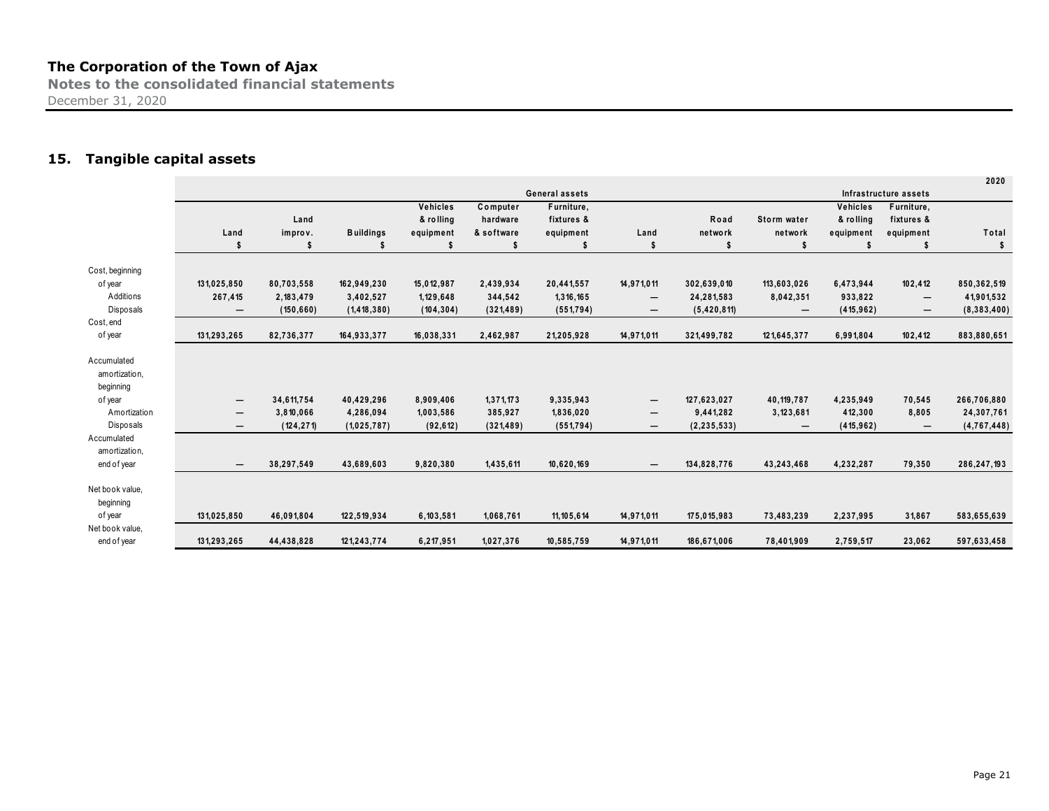# The Corporation of the Town of Ajax

**Notes to the consolidated financial statements**

December 31, 2020

## 15. Tangible capital assets

| | General assets | | | | | | Infrastructure assets | | | | | 2020 |
|---|---|---|---|---|---|---|---|---|---|---|---|---|
| | Land | Land improv. | Buildings | Vehicles & rolling equipment | Computer hardware & software | Furniture, fixtures & equipment | Land | Road network | Storm water network | Vehicles & rolling equipment | Furniture, fixtures & equipment | Total |
| | $ | $ | $ | $ | $ | $ | $ | $ | $ | $ | $ | $ |
| Cost, beginning of year | 131,025,850 | 80,703,558 | 162,949,230 | 15,012,987 | 2,439,934 | 20,441,557 | 14,971,011 | 302,639,010 | 113,603,026 | 6,473,944 | 102,412 | 850,362,519 |
| Additions | 267,415 | 2,183,479 | 3,402,527 | 1,129,648 | 344,542 | 1,316,165 | — | 24,281,583 | 8,042,351 | 933,822 | — | 41,901,532 |
| Disposals | — | (150,660) | (1,418,380) | (104,304) | (321,489) | (551,794) | — | (5,420,811) | — | (415,962) | — | (8,383,400) |
| Cost, end of year | 131,293,265 | 82,736,377 | 164,933,377 | 16,038,331 | 2,462,987 | 21,205,928 | 14,971,011 | 321,499,782 | 121,645,377 | 6,991,804 | 102,412 | 883,880,651 |
| Accumulated amortization, beginning of year | — | 34,611,754 | 40,429,296 | 8,909,406 | 1,371,173 | 9,335,943 | — | 127,623,027 | 40,119,787 | 4,235,949 | 70,545 | 266,706,880 |
| Amortization | — | 3,810,066 | 4,286,094 | 1,003,586 | 385,927 | 1,836,020 | — | 9,441,282 | 3,123,681 | 412,300 | 8,805 | 24,307,761 |
| Disposals | — | (124,271) | (1,025,787) | (92,612) | (321,489) | (551,794) | — | (2,235,533) | — | (415,962) | — | (4,767,448) |
| Accumulated amortization, end of year | — | 38,297,549 | 43,689,603 | 9,820,380 | 1,435,611 | 10,620,169 | — | 134,828,776 | 43,243,468 | 4,232,287 | 79,350 | 286,247,193 |
| Net book value, beginning of year | 131,025,850 | 46,091,804 | 122,519,934 | 6,103,581 | 1,068,761 | 11,105,614 | 14,971,011 | 175,015,983 | 73,483,239 | 2,237,995 | 31,867 | 583,655,639 |
| Net book value, end of year | 131,293,265 | 44,438,828 | 121,243,774 | 6,217,951 | 1,027,376 | 10,585,759 | 14,971,011 | 186,671,006 | 78,401,909 | 2,759,517 | 23,062 | 597,633,458 |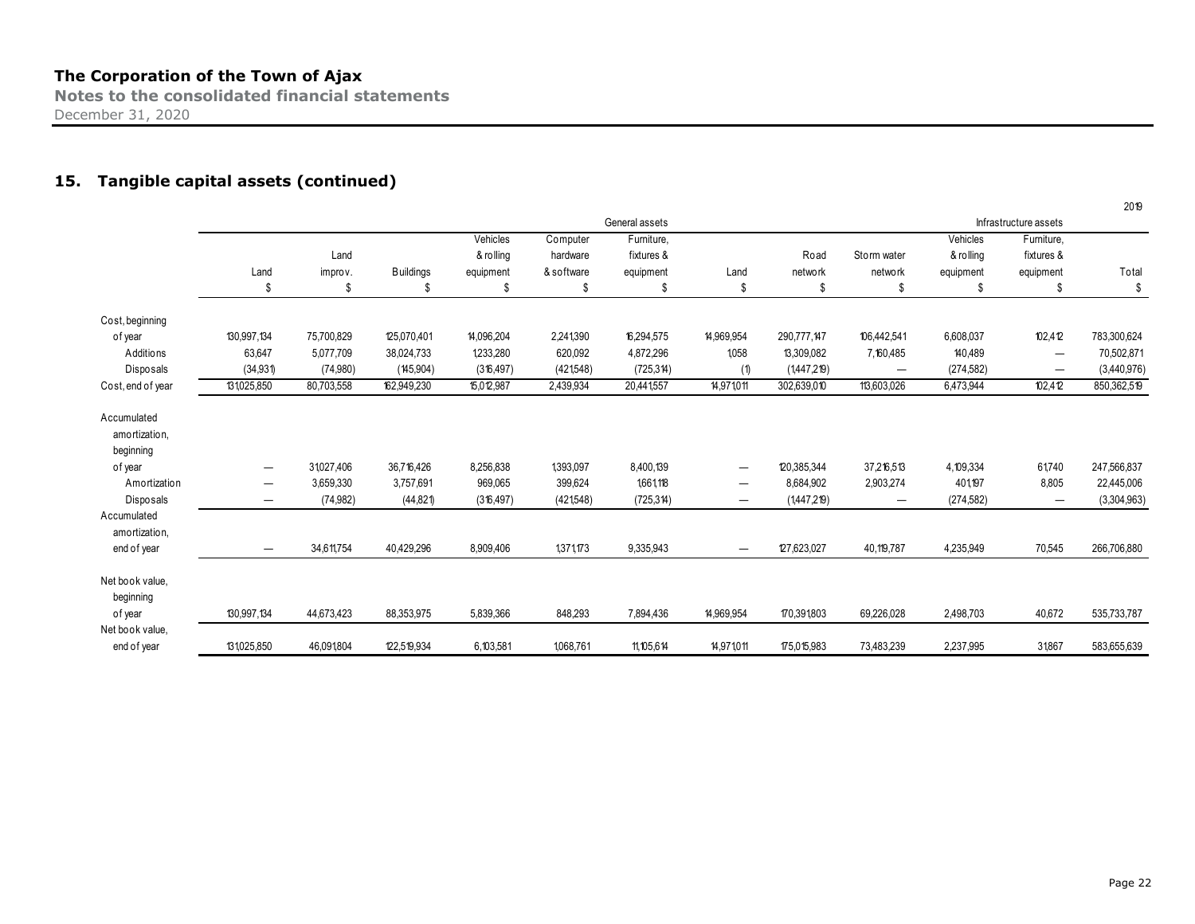## 15. Tangible capital assets (continued)

2019

| | General assets | | | | | | Infrastructure assets | | | | | |
|---|---|---|---|---|---|---|---|---|---|---|---|---|
| | Land | Land improv. | Buildings | Vehicles & rolling equipment | Computer hardware & software | Furniture, fixtures & equipment | Land | Road network | Storm water network | Vehicles & rolling equipment | Furniture, fixtures & equipment | Total |
| | $ | $ | $ | $ | $ | $ | $ | $ | $ | $ | $ | $ |
| Cost, beginning of year | 130,997,134 | 75,700,829 | 125,070,401 | 14,096,204 | 2,241,390 | 16,294,575 | 14,969,954 | 290,777,147 | 106,442,541 | 6,608,037 | 102,412 | 783,300,624 |
| Additions | 63,647 | 5,077,709 | 38,024,733 | 1,233,280 | 620,092 | 4,872,296 | 1,058 | 13,309,082 | 7,160,485 | 140,489 | — | 70,502,871 |
| Disposals | (34,931) | (74,980) | (145,904) | (316,497) | (421,548) | (725,314) | (1) | (1,447,219) | — | (274,582) | — | (3,440,976) |
| Cost, end of year | 131,025,850 | 80,703,558 | 162,949,230 | 15,012,987 | 2,439,934 | 20,441,557 | 14,971,011 | 302,639,010 | 113,603,026 | 6,473,944 | 102,412 | 850,362,519 |
| Accumulated amortization, beginning of year | — | 31,027,406 | 36,716,426 | 8,256,838 | 1,393,097 | 8,400,139 | — | 120,385,344 | 37,216,513 | 4,109,334 | 61,740 | 247,566,837 |
| Amortization | — | 3,659,330 | 3,757,691 | 969,065 | 399,624 | 1,661,118 | — | 8,684,902 | 2,903,274 | 401,197 | 8,805 | 22,445,006 |
| Disposals | — | (74,982) | (44,821) | (316,497) | (421,548) | (725,314) | — | (1,447,219) | — | (274,582) | — | (3,304,963) |
| Accumulated amortization, end of year | — | 34,611,754 | 40,429,296 | 8,909,406 | 1,371,173 | 9,335,943 | — | 127,623,027 | 40,119,787 | 4,235,949 | 70,545 | 266,706,880 |
| Net book value, beginning of year | 130,997,134 | 44,673,423 | 88,353,975 | 5,839,366 | 848,293 | 7,894,436 | 14,969,954 | 170,391,803 | 69,226,028 | 2,498,703 | 40,672 | 535,733,787 |
| Net book value, end of year | 131,025,850 | 46,091,804 | 122,519,934 | 6,103,581 | 1,068,761 | 11,105,614 | 14,971,011 | 175,015,983 | 73,483,239 | 2,237,995 | 31,867 | 583,655,639 |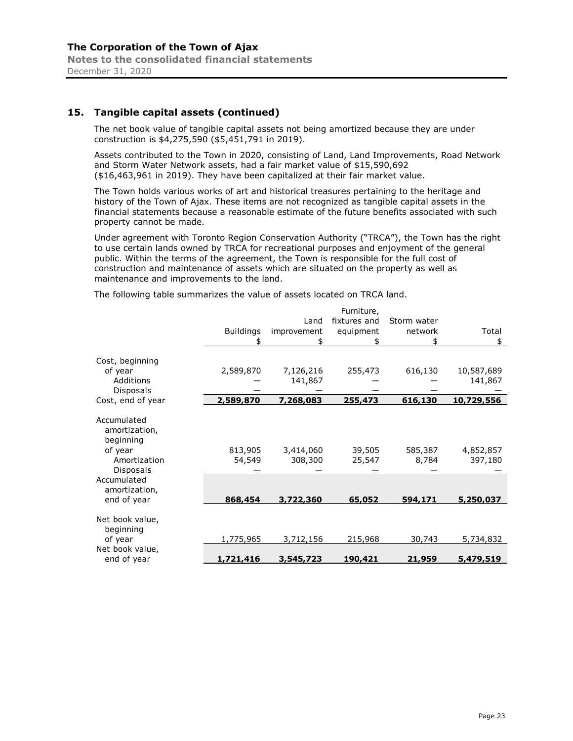## 15. Tangible capital assets (continued)

The net book value of tangible capital assets not being amortized because they are under construction is $4,275,590 ($5,451,791 in 2019).

Assets contributed to the Town in 2020, consisting of Land, Land Improvements, Road Network and Storm Water Network assets, had a fair market value of $15,590,692 ($16,463,961 in 2019). They have been capitalized at their fair market value.

The Town holds various works of art and historical treasures pertaining to the heritage and history of the Town of Ajax. These items are not recognized as tangible capital assets in the financial statements because a reasonable estimate of the future benefits associated with such property cannot be made.

Under agreement with Toronto Region Conservation Authority ("TRCA"), the Town has the right to use certain lands owned by TRCA for recreational purposes and enjoyment of the general public. Within the terms of the agreement, the Town is responsible for the full cost of construction and maintenance of assets which are situated on the property as well as maintenance and improvements to the land.

The following table summarizes the value of assets located on TRCA land.

| | Buildings | Land improvement | Furniture, fixtures and equipment | Storm water network | Total |
|---|---|---|---|---|---|
| | $ | $ | $ | $ | $ |
| Cost, beginning of year | 2,589,870 | 7,126,216 | 255,473 | 616,130 | 10,587,689 |
| Additions | — | 141,867 | — | — | 141,867 |
| Disposals | — | — | — | — | — |
| Cost, end of year | **2,589,870** | **7,268,083** | **255,473** | **616,130** | **10,729,556** |
| Accumulated amortization, beginning of year | 813,905 | 3,414,060 | 39,505 | 585,387 | 4,852,857 |
| Amortization | 54,549 | 308,300 | 25,547 | 8,784 | 397,180 |
| Disposals | — | — | — | — | — |
| Accumulated amortization, end of year | **868,454** | **3,722,360** | **65,052** | **594,171** | **5,250,037** |
| Net book value, beginning of year | 1,775,965 | 3,712,156 | 215,968 | 30,743 | 5,734,832 |
| Net book value, end of year | **1,721,416** | **3,545,723** | **190,421** | **21,959** | **5,479,519** |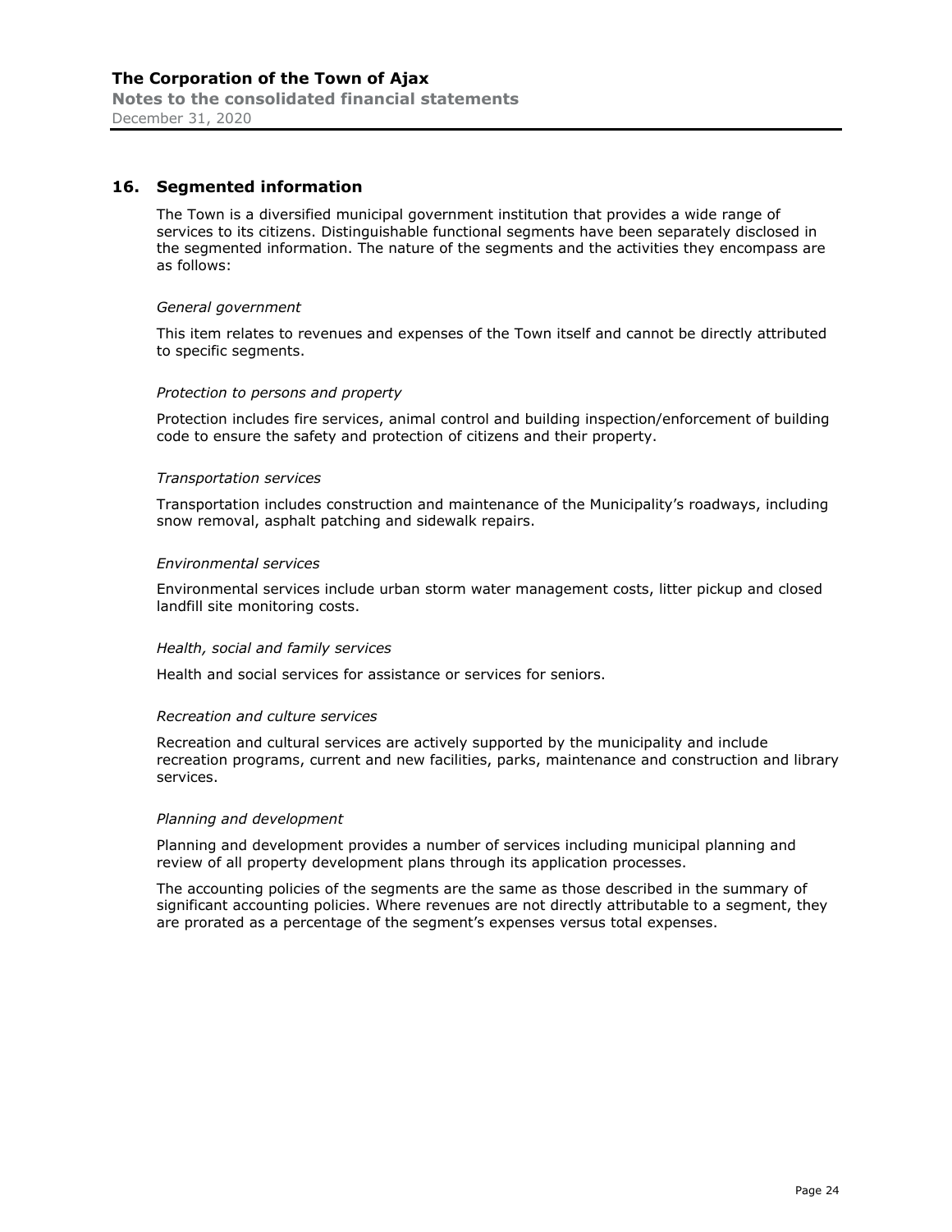## 16. Segmented information

The Town is a diversified municipal government institution that provides a wide range of services to its citizens. Distinguishable functional segments have been separately disclosed in the segmented information. The nature of the segments and the activities they encompass are as follows:

*General government*

This item relates to revenues and expenses of the Town itself and cannot be directly attributed to specific segments.

*Protection to persons and property*

Protection includes fire services, animal control and building inspection/enforcement of building code to ensure the safety and protection of citizens and their property.

*Transportation services*

Transportation includes construction and maintenance of the Municipality's roadways, including snow removal, asphalt patching and sidewalk repairs.

*Environmental services*

Environmental services include urban storm water management costs, litter pickup and closed landfill site monitoring costs.

*Health, social and family services*

Health and social services for assistance or services for seniors.

*Recreation and culture services*

Recreation and cultural services are actively supported by the municipality and include recreation programs, current and new facilities, parks, maintenance and construction and library services.

*Planning and development*

Planning and development provides a number of services including municipal planning and review of all property development plans through its application processes.

The accounting policies of the segments are the same as those described in the summary of significant accounting policies. Where revenues are not directly attributable to a segment, they are prorated as a percentage of the segment's expenses versus total expenses.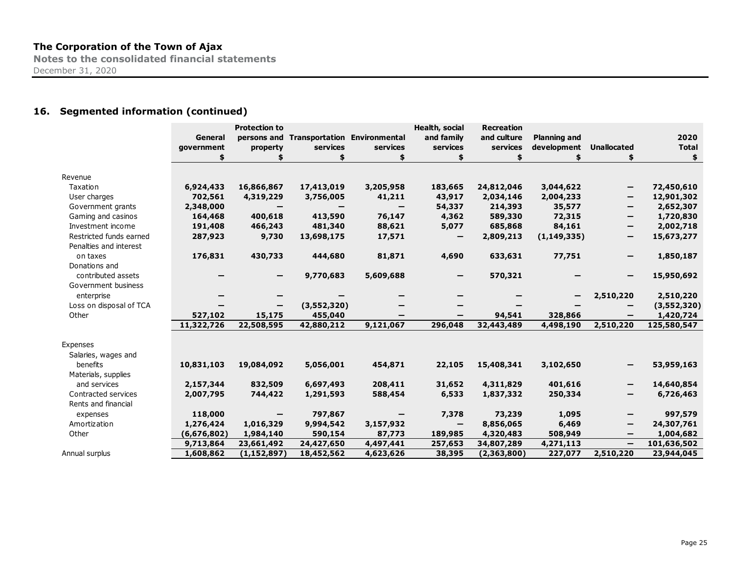## 16. Segmented information (continued)

| | General government $ | Protection to persons and property $ | Transportation services $ | Environmental services $ | Health, social and family services $ | Recreation and culture services $ | Planning and development $ | Unallocated $ | 2020 Total $ |
|---|---|---|---|---|---|---|---|---|---|
| **Revenue** | | | | | | | | | |
| Taxation | 6,924,433 | 16,866,867 | 17,413,019 | 3,205,958 | 183,665 | 24,812,046 | 3,044,622 | – | 72,450,610 |
| User charges | 702,561 | 4,319,229 | 3,756,005 | 41,211 | 43,917 | 2,034,146 | 2,004,233 | – | 12,901,302 |
| Government grants | 2,348,000 | – | – | – | 54,337 | 214,393 | 35,577 | – | 2,652,307 |
| Gaming and casinos | 164,468 | 400,618 | 413,590 | 76,147 | 4,362 | 589,330 | 72,315 | – | 1,720,830 |
| Investment income | 191,408 | 466,243 | 481,340 | 88,621 | 5,077 | 685,868 | 84,161 | – | 2,002,718 |
| Restricted funds earned | 287,923 | 9,730 | 13,698,175 | 17,571 | – | 2,809,213 | (1,149,335) | – | 15,673,277 |
| Penalties and interest on taxes | 176,831 | 430,733 | 444,680 | 81,871 | 4,690 | 633,631 | 77,751 | – | 1,850,187 |
| Donations and contributed assets | – | – | 9,770,683 | 5,609,688 | – | 570,321 | – | – | 15,950,692 |
| Government business enterprise | – | – | – | – | – | – | – | 2,510,220 | 2,510,220 |
| Loss on disposal of TCA | – | – | (3,552,320) | – | – | – | – | – | (3,552,320) |
| Other | 527,102 | 15,175 | 455,040 | – | – | 94,541 | 328,866 | – | 1,420,724 |
| | 11,322,726 | 22,508,595 | 42,880,212 | 9,121,067 | 296,048 | 32,443,489 | 4,498,190 | 2,510,220 | 125,580,547 |
| **Expenses** | | | | | | | | | |
| Salaries, wages and benefits | 10,831,103 | 19,084,092 | 5,056,001 | 454,871 | 22,105 | 15,408,341 | 3,102,650 | – | 53,959,163 |
| Materials, supplies and services | 2,157,344 | 832,509 | 6,697,493 | 208,411 | 31,652 | 4,311,829 | 401,616 | – | 14,640,854 |
| Contracted services | 2,007,795 | 744,422 | 1,291,593 | 588,454 | 6,533 | 1,837,332 | 250,334 | – | 6,726,463 |
| Rents and financial expenses | 118,000 | – | 797,867 | – | 7,378 | 73,239 | 1,095 | – | 997,579 |
| Amortization | 1,276,424 | 1,016,329 | 9,994,542 | 3,157,932 | – | 8,856,065 | 6,469 | – | 24,307,761 |
| Other | (6,676,802) | 1,984,140 | 590,154 | 87,773 | 189,985 | 4,320,483 | 508,949 | – | 1,004,682 |
| | 9,713,864 | 23,661,492 | 24,427,650 | 4,497,441 | 257,653 | 34,807,289 | 4,271,113 | – | 101,636,502 |
| Annual surplus | 1,608,862 | (1,152,897) | 18,452,562 | 4,623,626 | 38,395 | (2,363,800) | 227,077 | 2,510,220 | 23,944,045 |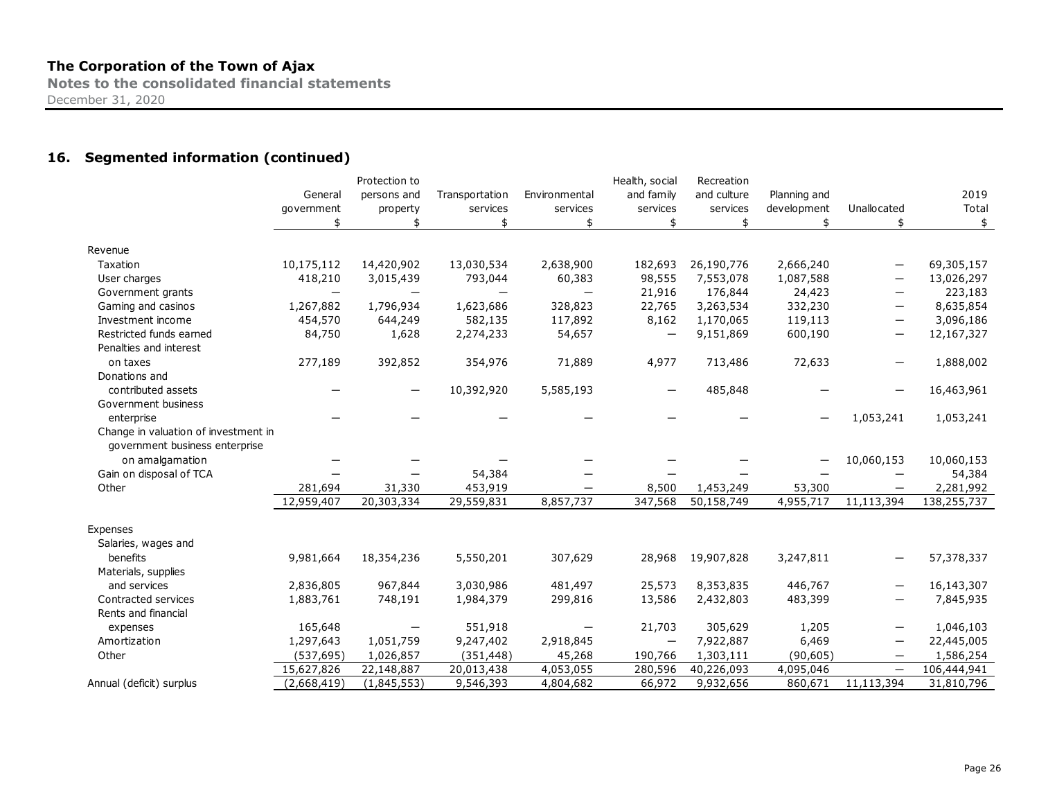## 16. Segmented information (continued)

| | General government | Protection to persons and property | Transportation services | Environmental services | Health, social and family services | Recreation and culture services | Planning and development | Unallocated | 2019 Total |
|---|---|---|---|---|---|---|---|---|---|
| | $ | $ | $ | $ | $ | $ | $ | $ | $ |
| **Revenue** | | | | | | | | | |
| Taxation | 10,175,112 | 14,420,902 | 13,030,534 | 2,638,900 | 182,693 | 26,190,776 | 2,666,240 | — | 69,305,157 |
| User charges | 418,210 | 3,015,439 | 793,044 | 60,383 | 98,555 | 7,553,078 | 1,087,588 | — | 13,026,297 |
| Government grants | — | — | — | — | 21,916 | 176,844 | 24,423 | — | 223,183 |
| Gaming and casinos | 1,267,882 | 1,796,934 | 1,623,686 | 328,823 | 22,765 | 3,263,534 | 332,230 | — | 8,635,854 |
| Investment income | 454,570 | 644,249 | 582,135 | 117,892 | 8,162 | 1,170,065 | 119,113 | — | 3,096,186 |
| Restricted funds earned | 84,750 | 1,628 | 2,274,233 | 54,657 | — | 9,151,869 | 600,190 | — | 12,167,327 |
| Penalties and interest on taxes | 277,189 | 392,852 | 354,976 | 71,889 | 4,977 | 713,486 | 72,633 | — | 1,888,002 |
| Donations and contributed assets | — | — | 10,392,920 | 5,585,193 | — | 485,848 | — | — | 16,463,961 |
| Government business enterprise | — | — | — | — | — | — | — | 1,053,241 | 1,053,241 |
| Change in valuation of investment in government business enterprise on amalgamation | — | — | — | — | — | — | — | 10,060,153 | 10,060,153 |
| Gain on disposal of TCA | — | — | 54,384 | — | — | — | — | — | 54,384 |
| Other | 281,694 | 31,330 | 453,919 | — | 8,500 | 1,453,249 | 53,300 | — | 2,281,992 |
| | 12,959,407 | 20,303,334 | 29,559,831 | 8,857,737 | 347,568 | 50,158,749 | 4,955,717 | 11,113,394 | 138,255,737 |
| **Expenses** | | | | | | | | | |
| Salaries, wages and benefits | 9,981,664 | 18,354,236 | 5,550,201 | 307,629 | 28,968 | 19,907,828 | 3,247,811 | — | 57,378,337 |
| Materials, supplies and services | 2,836,805 | 967,844 | 3,030,986 | 481,497 | 25,573 | 8,353,835 | 446,767 | — | 16,143,307 |
| Contracted services | 1,883,761 | 748,191 | 1,984,379 | 299,816 | 13,586 | 2,432,803 | 483,399 | — | 7,845,935 |
| Rents and financial expenses | 165,648 | — | 551,918 | — | 21,703 | 305,629 | 1,205 | — | 1,046,103 |
| Amortization | 1,297,643 | 1,051,759 | 9,247,402 | 2,918,845 | — | 7,922,887 | 6,469 | — | 22,445,005 |
| Other | (537,695) | 1,026,857 | (351,448) | 45,268 | 190,766 | 1,303,111 | (90,605) | — | 1,586,254 |
| | 15,627,826 | 22,148,887 | 20,013,438 | 4,053,055 | 280,596 | 40,226,093 | 4,095,046 | — | 106,444,941 |
| Annual (deficit) surplus | (2,668,419) | (1,845,553) | 9,546,393 | 4,804,682 | 66,972 | 9,932,656 | 860,671 | 11,113,394 | 31,810,796 |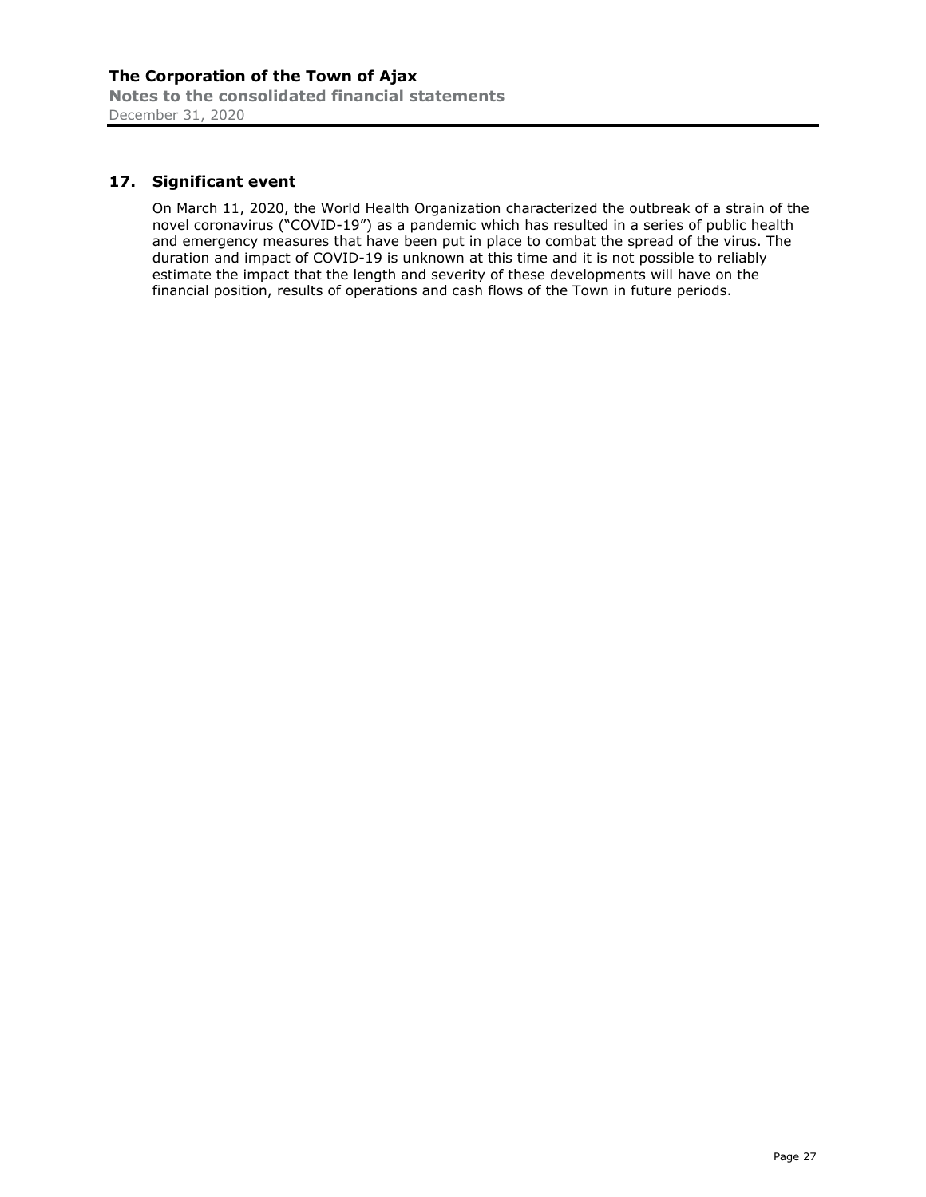## 17. Significant event

On March 11, 2020, the World Health Organization characterized the outbreak of a strain of the novel coronavirus ("COVID-19") as a pandemic which has resulted in a series of public health and emergency measures that have been put in place to combat the spread of the virus. The duration and impact of COVID-19 is unknown at this time and it is not possible to reliably estimate the impact that the length and severity of these developments will have on the financial position, results of operations and cash flows of the Town in future periods.